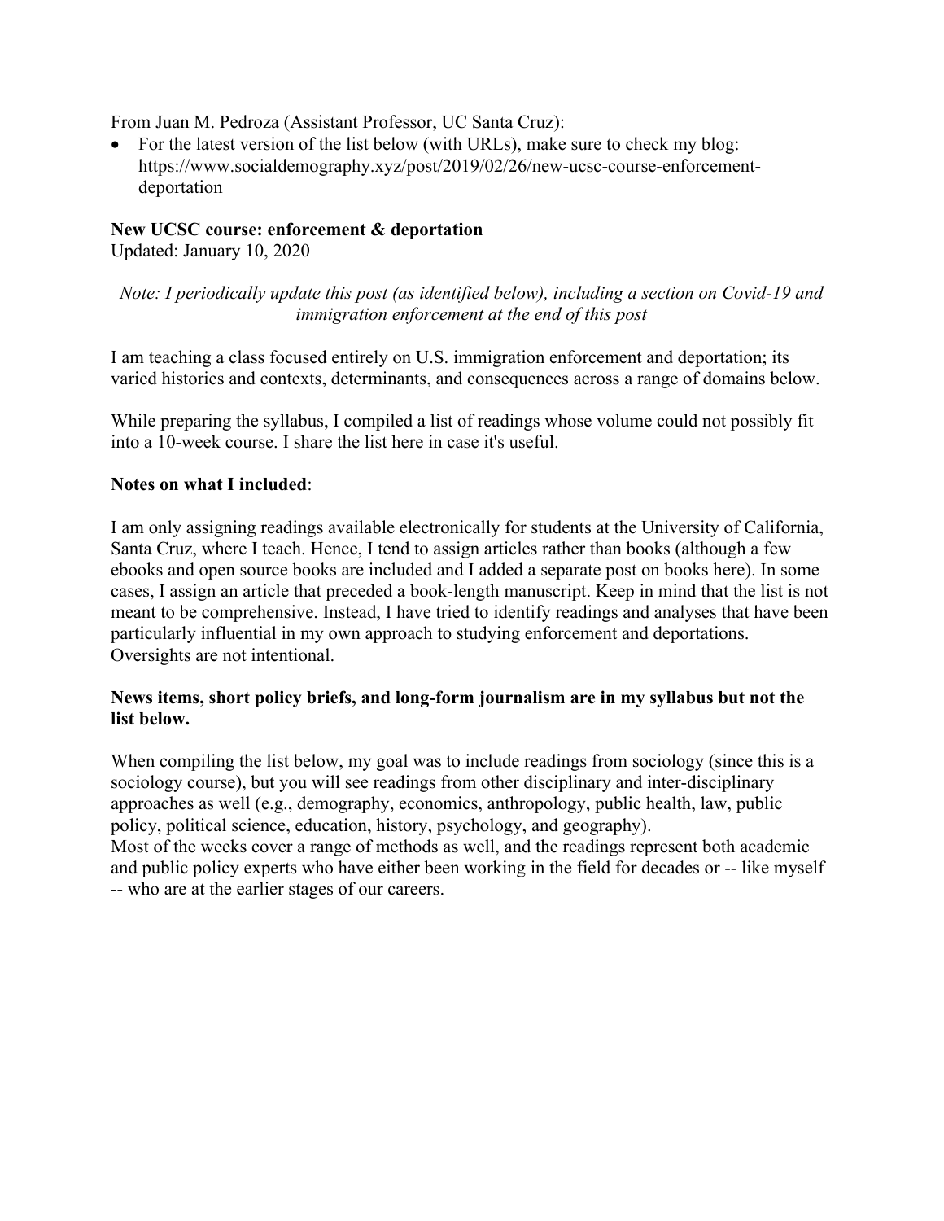From Juan M. Pedroza (Assistant Professor, UC Santa Cruz):

- For the latest version of the list below (with URLs), make sure to check my blog: https://www.socialdemography.xyz/post/2019/02/26/new-ucsc-course-enforcement-deportation

**New UCSC course: enforcement & deportation**
Updated: January 10, 2020

*Note: I periodically update this post (as identified below), including a section on Covid-19 and immigration enforcement at the end of this post*

I am teaching a class focused entirely on U.S. immigration enforcement and deportation; its varied histories and contexts, determinants, and consequences across a range of domains below.

While preparing the syllabus, I compiled a list of readings whose volume could not possibly fit into a 10-week course. I share the list here in case it's useful.

**Notes on what I included**:

I am only assigning readings available electronically for students at the University of California, Santa Cruz, where I teach. Hence, I tend to assign articles rather than books (although a few ebooks and open source books are included and I added a separate post on books here). In some cases, I assign an article that preceded a book-length manuscript. Keep in mind that the list is not meant to be comprehensive. Instead, I have tried to identify readings and analyses that have been particularly influential in my own approach to studying enforcement and deportations. Oversights are not intentional.

**News items, short policy briefs, and long-form journalism are in my syllabus but not the list below.**

When compiling the list below, my goal was to include readings from sociology (since this is a sociology course), but you will see readings from other disciplinary and inter-disciplinary approaches as well (e.g., demography, economics, anthropology, public health, law, public policy, political science, education, history, psychology, and geography).
Most of the weeks cover a range of methods as well, and the readings represent both academic and public policy experts who have either been working in the field for decades or -- like myself -- who are at the earlier stages of our careers.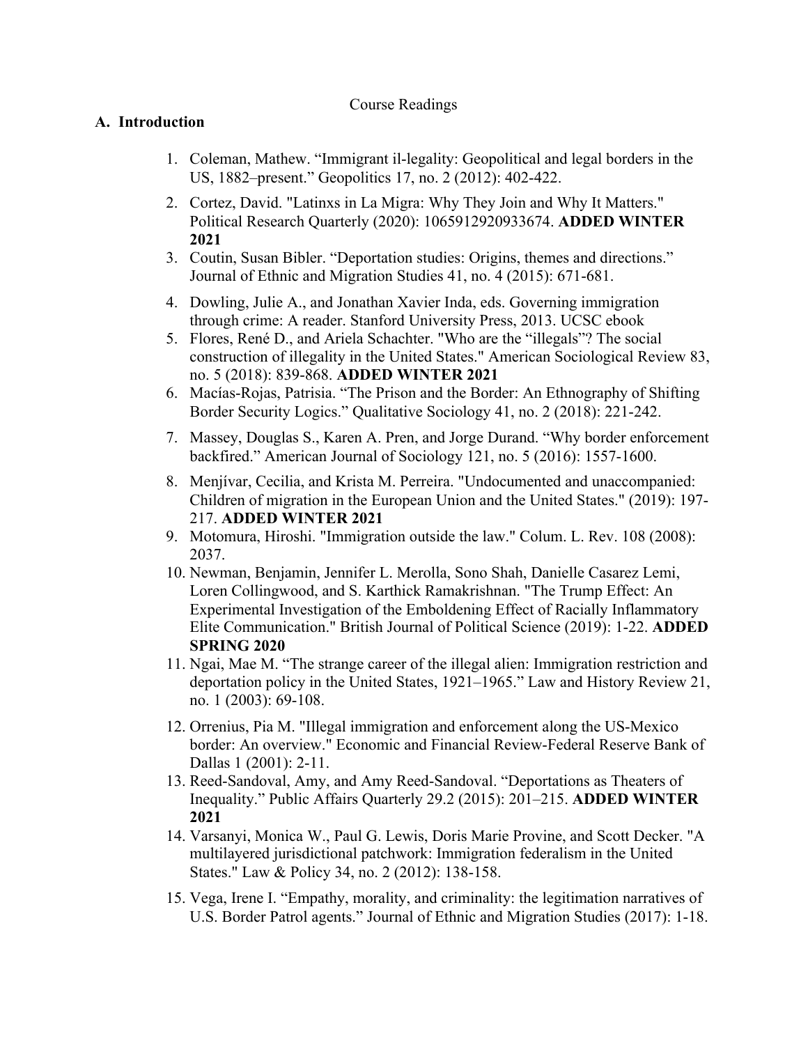Course Readings

## A. Introduction

1. Coleman, Mathew. "Immigrant il-legality: Geopolitical and legal borders in the US, 1882–present." Geopolitics 17, no. 2 (2012): 402-422.
2. Cortez, David. "Latinxs in La Migra: Why They Join and Why It Matters." Political Research Quarterly (2020): 1065912920933674. **ADDED WINTER 2021**
3. Coutin, Susan Bibler. "Deportation studies: Origins, themes and directions." Journal of Ethnic and Migration Studies 41, no. 4 (2015): 671-681.
4. Dowling, Julie A., and Jonathan Xavier Inda, eds. Governing immigration through crime: A reader. Stanford University Press, 2013. UCSC ebook
5. Flores, René D., and Ariela Schachter. "Who are the "illegals"? The social construction of illegality in the United States." American Sociological Review 83, no. 5 (2018): 839-868. **ADDED WINTER 2021**
6. Macías-Rojas, Patrisia. "The Prison and the Border: An Ethnography of Shifting Border Security Logics." Qualitative Sociology 41, no. 2 (2018): 221-242.
7. Massey, Douglas S., Karen A. Pren, and Jorge Durand. "Why border enforcement backfired." American Journal of Sociology 121, no. 5 (2016): 1557-1600.
8. Menjívar, Cecilia, and Krista M. Perreira. "Undocumented and unaccompanied: Children of migration in the European Union and the United States." (2019): 197-217. **ADDED WINTER 2021**
9. Motomura, Hiroshi. "Immigration outside the law." Colum. L. Rev. 108 (2008): 2037.
10. Newman, Benjamin, Jennifer L. Merolla, Sono Shah, Danielle Casarez Lemi, Loren Collingwood, and S. Karthick Ramakrishnan. "The Trump Effect: An Experimental Investigation of the Emboldening Effect of Racially Inflammatory Elite Communication." British Journal of Political Science (2019): 1-22. **ADDED SPRING 2020**
11. Ngai, Mae M. "The strange career of the illegal alien: Immigration restriction and deportation policy in the United States, 1921–1965." Law and History Review 21, no. 1 (2003): 69-108.
12. Orrenius, Pia M. "Illegal immigration and enforcement along the US-Mexico border: An overview." Economic and Financial Review-Federal Reserve Bank of Dallas 1 (2001): 2-11.
13. Reed-Sandoval, Amy, and Amy Reed-Sandoval. "Deportations as Theaters of Inequality." Public Affairs Quarterly 29.2 (2015): 201–215. **ADDED WINTER 2021**
14. Varsanyi, Monica W., Paul G. Lewis, Doris Marie Provine, and Scott Decker. "A multilayered jurisdictional patchwork: Immigration federalism in the United States." Law & Policy 34, no. 2 (2012): 138-158.
15. Vega, Irene I. "Empathy, morality, and criminality: the legitimation narratives of U.S. Border Patrol agents." Journal of Ethnic and Migration Studies (2017): 1-18.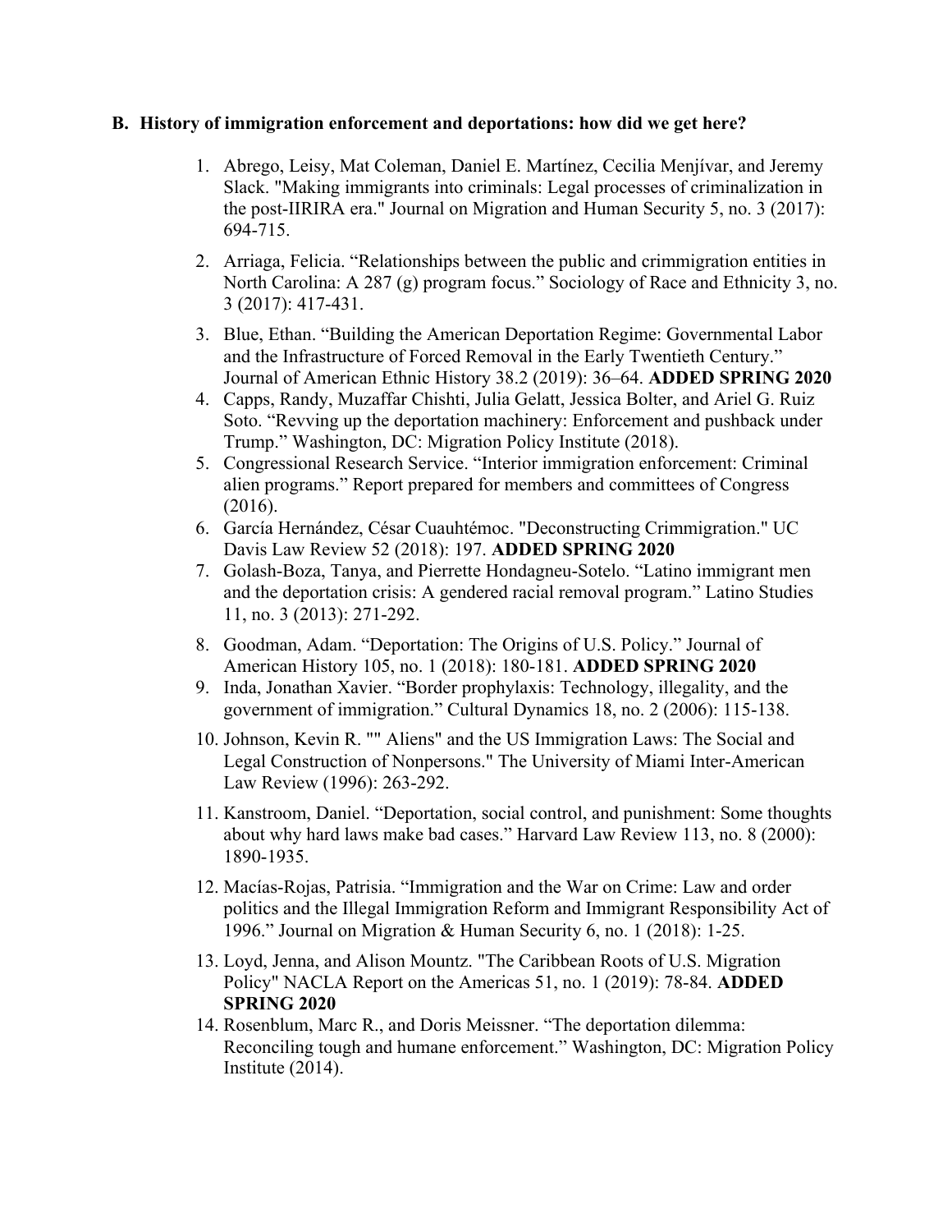### B. History of immigration enforcement and deportations: how did we get here?

1. Abrego, Leisy, Mat Coleman, Daniel E. Martínez, Cecilia Menjívar, and Jeremy Slack. "Making immigrants into criminals: Legal processes of criminalization in the post-IIRIRA era." Journal on Migration and Human Security 5, no. 3 (2017): 694-715.
2. Arriaga, Felicia. "Relationships between the public and crimmigration entities in North Carolina: A 287 (g) program focus." Sociology of Race and Ethnicity 3, no. 3 (2017): 417-431.
3. Blue, Ethan. "Building the American Deportation Regime: Governmental Labor and the Infrastructure of Forced Removal in the Early Twentieth Century." Journal of American Ethnic History 38.2 (2019): 36–64. **ADDED SPRING 2020**
4. Capps, Randy, Muzaffar Chishti, Julia Gelatt, Jessica Bolter, and Ariel G. Ruiz Soto. "Revving up the deportation machinery: Enforcement and pushback under Trump." Washington, DC: Migration Policy Institute (2018).
5. Congressional Research Service. "Interior immigration enforcement: Criminal alien programs." Report prepared for members and committees of Congress (2016).
6. García Hernández, César Cuauhtémoc. "Deconstructing Crimmigration." UC Davis Law Review 52 (2018): 197. **ADDED SPRING 2020**
7. Golash-Boza, Tanya, and Pierrette Hondagneu-Sotelo. "Latino immigrant men and the deportation crisis: A gendered racial removal program." Latino Studies 11, no. 3 (2013): 271-292.
8. Goodman, Adam. "Deportation: The Origins of U.S. Policy." Journal of American History 105, no. 1 (2018): 180-181. **ADDED SPRING 2020**
9. Inda, Jonathan Xavier. "Border prophylaxis: Technology, illegality, and the government of immigration." Cultural Dynamics 18, no. 2 (2006): 115-138.
10. Johnson, Kevin R. "" Aliens" and the US Immigration Laws: The Social and Legal Construction of Nonpersons." The University of Miami Inter-American Law Review (1996): 263-292.
11. Kanstroom, Daniel. "Deportation, social control, and punishment: Some thoughts about why hard laws make bad cases." Harvard Law Review 113, no. 8 (2000): 1890-1935.
12. Macías-Rojas, Patrisia. "Immigration and the War on Crime: Law and order politics and the Illegal Immigration Reform and Immigrant Responsibility Act of 1996." Journal on Migration & Human Security 6, no. 1 (2018): 1-25.
13. Loyd, Jenna, and Alison Mountz. "The Caribbean Roots of U.S. Migration Policy" NACLA Report on the Americas 51, no. 1 (2019): 78-84. **ADDED SPRING 2020**
14. Rosenblum, Marc R., and Doris Meissner. "The deportation dilemma: Reconciling tough and humane enforcement." Washington, DC: Migration Policy Institute (2014).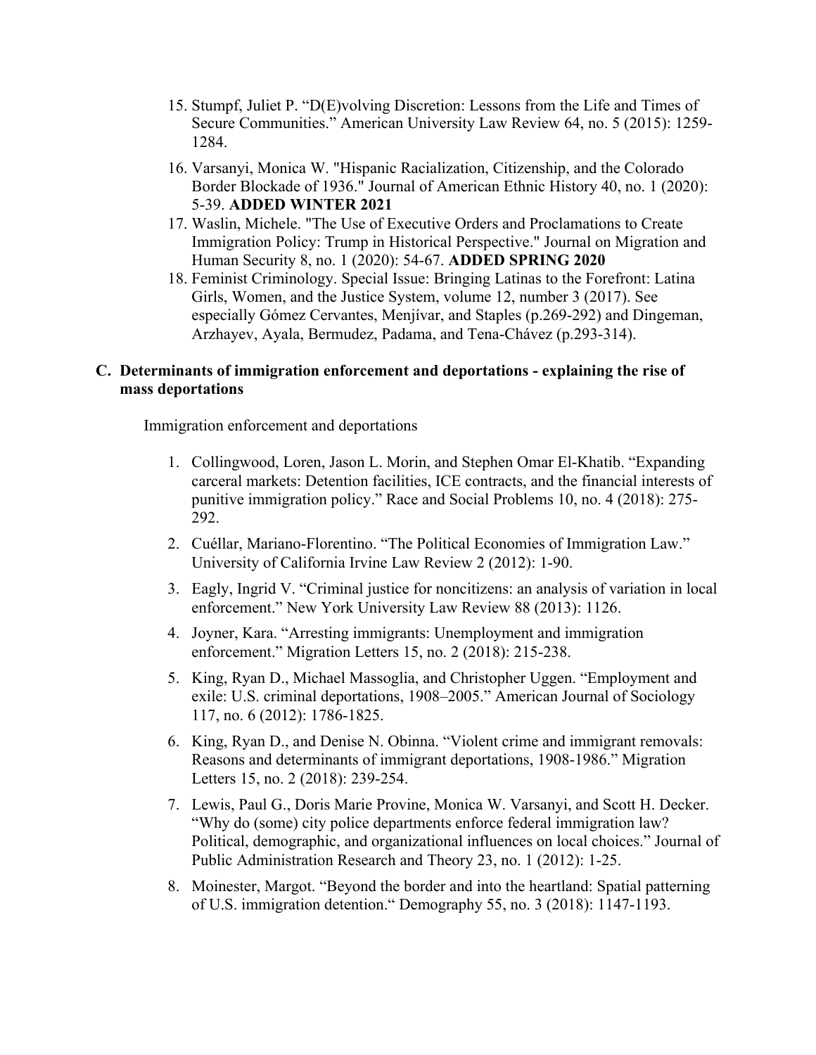15. Stumpf, Juliet P. "D(E)volving Discretion: Lessons from the Life and Times of Secure Communities." American University Law Review 64, no. 5 (2015): 1259-1284.
16. Varsanyi, Monica W. "Hispanic Racialization, Citizenship, and the Colorado Border Blockade of 1936." Journal of American Ethnic History 40, no. 1 (2020): 5-39. **ADDED WINTER 2021**
17. Waslin, Michele. "The Use of Executive Orders and Proclamations to Create Immigration Policy: Trump in Historical Perspective." Journal on Migration and Human Security 8, no. 1 (2020): 54-67. **ADDED SPRING 2020**
18. Feminist Criminology. Special Issue: Bringing Latinas to the Forefront: Latina Girls, Women, and the Justice System, volume 12, number 3 (2017). See especially Gómez Cervantes, Menjívar, and Staples (p.269-292) and Dingeman, Arzhayev, Ayala, Bermudez, Padama, and Tena-Chávez (p.293-314).

## C. Determinants of immigration enforcement and deportations - explaining the rise of mass deportations

Immigration enforcement and deportations

1. Collingwood, Loren, Jason L. Morin, and Stephen Omar El-Khatib. "Expanding carceral markets: Detention facilities, ICE contracts, and the financial interests of punitive immigration policy." Race and Social Problems 10, no. 4 (2018): 275-292.
2. Cuéllar, Mariano-Florentino. "The Political Economies of Immigration Law." University of California Irvine Law Review 2 (2012): 1-90.
3. Eagly, Ingrid V. "Criminal justice for noncitizens: an analysis of variation in local enforcement." New York University Law Review 88 (2013): 1126.
4. Joyner, Kara. "Arresting immigrants: Unemployment and immigration enforcement." Migration Letters 15, no. 2 (2018): 215-238.
5. King, Ryan D., Michael Massoglia, and Christopher Uggen. "Employment and exile: U.S. criminal deportations, 1908–2005." American Journal of Sociology 117, no. 6 (2012): 1786-1825.
6. King, Ryan D., and Denise N. Obinna. "Violent crime and immigrant removals: Reasons and determinants of immigrant deportations, 1908-1986." Migration Letters 15, no. 2 (2018): 239-254.
7. Lewis, Paul G., Doris Marie Provine, Monica W. Varsanyi, and Scott H. Decker. "Why do (some) city police departments enforce federal immigration law? Political, demographic, and organizational influences on local choices." Journal of Public Administration Research and Theory 23, no. 1 (2012): 1-25.
8. Moinester, Margot. "Beyond the border and into the heartland: Spatial patterning of U.S. immigration detention." Demography 55, no. 3 (2018): 1147-1193.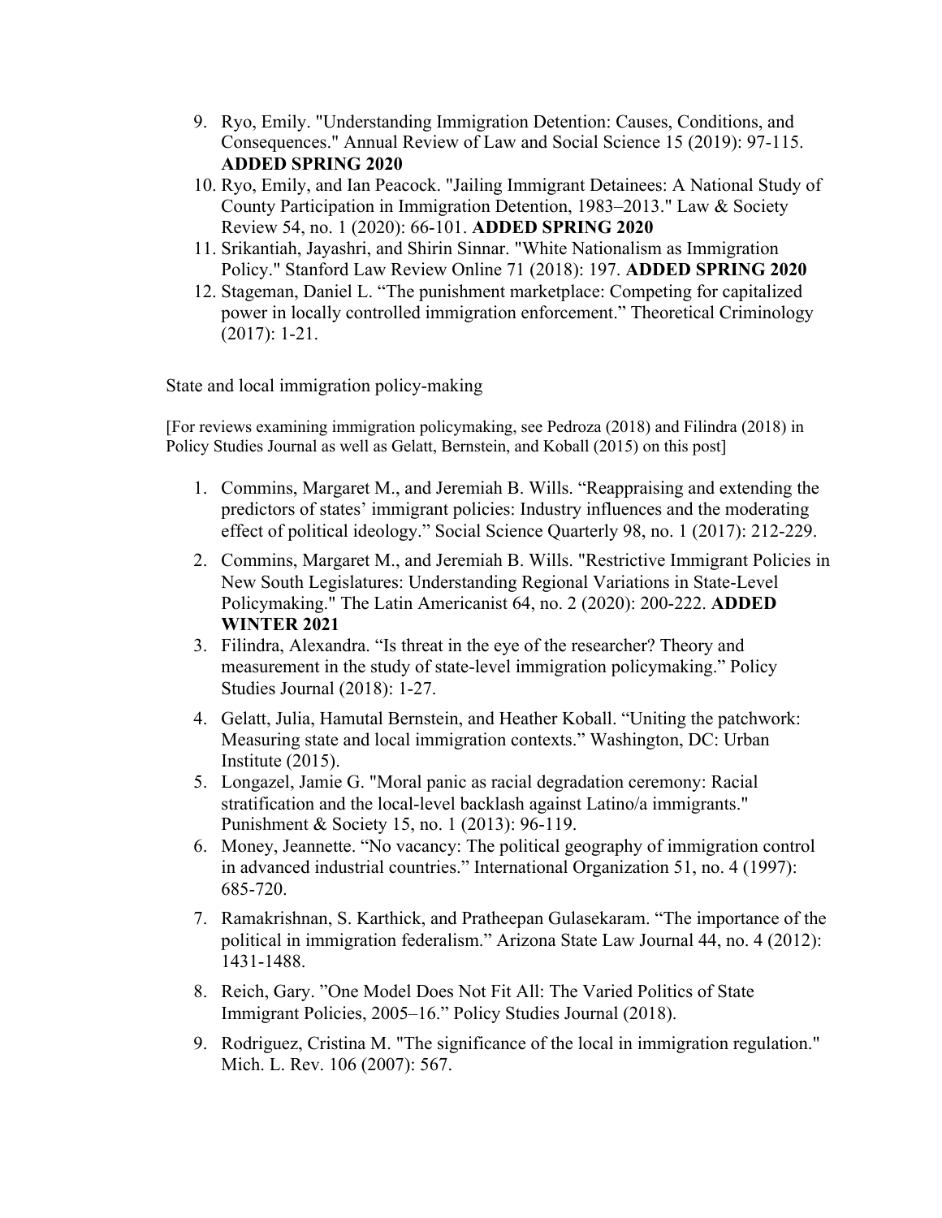9. Ryo, Emily. "Understanding Immigration Detention: Causes, Conditions, and Consequences." Annual Review of Law and Social Science 15 (2019): 97-115. **ADDED SPRING 2020**
10. Ryo, Emily, and Ian Peacock. "Jailing Immigrant Detainees: A National Study of County Participation in Immigration Detention, 1983–2013." Law & Society Review 54, no. 1 (2020): 66-101. **ADDED SPRING 2020**
11. Srikantiah, Jayashri, and Shirin Sinnar. "White Nationalism as Immigration Policy." Stanford Law Review Online 71 (2018): 197. **ADDED SPRING 2020**
12. Stageman, Daniel L. "The punishment marketplace: Competing for capitalized power in locally controlled immigration enforcement." Theoretical Criminology (2017): 1-21.

State and local immigration policy-making

[For reviews examining immigration policymaking, see Pedroza (2018) and Filindra (2018) in Policy Studies Journal as well as Gelatt, Bernstein, and Koball (2015) on this post]

1. Commins, Margaret M., and Jeremiah B. Wills. "Reappraising and extending the predictors of states' immigrant policies: Industry influences and the moderating effect of political ideology." Social Science Quarterly 98, no. 1 (2017): 212-229.
2. Commins, Margaret M., and Jeremiah B. Wills. "Restrictive Immigrant Policies in New South Legislatures: Understanding Regional Variations in State-Level Policymaking." The Latin Americanist 64, no. 2 (2020): 200-222. **ADDED WINTER 2021**
3. Filindra, Alexandra. "Is threat in the eye of the researcher? Theory and measurement in the study of state-level immigration policymaking." Policy Studies Journal (2018): 1-27.
4. Gelatt, Julia, Hamutal Bernstein, and Heather Koball. "Uniting the patchwork: Measuring state and local immigration contexts." Washington, DC: Urban Institute (2015).
5. Longazel, Jamie G. "Moral panic as racial degradation ceremony: Racial stratification and the local-level backlash against Latino/a immigrants." Punishment & Society 15, no. 1 (2013): 96-119.
6. Money, Jeannette. "No vacancy: The political geography of immigration control in advanced industrial countries." International Organization 51, no. 4 (1997): 685-720.
7. Ramakrishnan, S. Karthick, and Pratheepan Gulasekaram. "The importance of the political in immigration federalism." Arizona State Law Journal 44, no. 4 (2012): 1431-1488.
8. Reich, Gary. "One Model Does Not Fit All: The Varied Politics of State Immigrant Policies, 2005–16." Policy Studies Journal (2018).
9. Rodriguez, Cristina M. "The significance of the local in immigration regulation." Mich. L. Rev. 106 (2007): 567.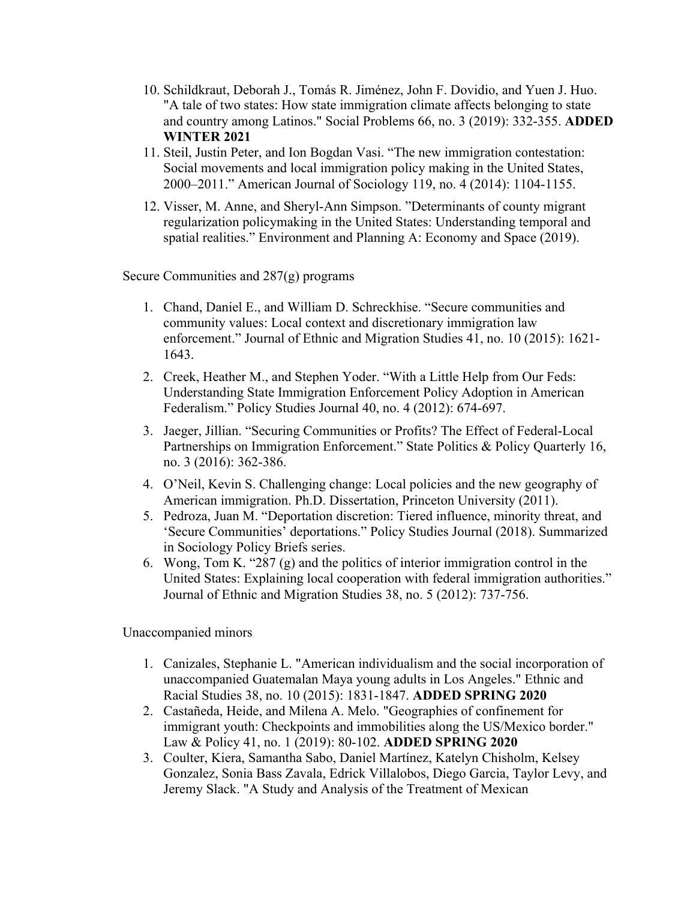10. Schildkraut, Deborah J., Tomás R. Jiménez, John F. Dovidio, and Yuen J. Huo. "A tale of two states: How state immigration climate affects belonging to state and country among Latinos." Social Problems 66, no. 3 (2019): 332-355. **ADDED WINTER 2021**
11. Steil, Justin Peter, and Ion Bogdan Vasi. "The new immigration contestation: Social movements and local immigration policy making in the United States, 2000–2011." American Journal of Sociology 119, no. 4 (2014): 1104-1155.
12. Visser, M. Anne, and Sheryl-Ann Simpson. "Determinants of county migrant regularization policymaking in the United States: Understanding temporal and spatial realities." Environment and Planning A: Economy and Space (2019).

Secure Communities and 287(g) programs

1. Chand, Daniel E., and William D. Schreckhise. "Secure communities and community values: Local context and discretionary immigration law enforcement." Journal of Ethnic and Migration Studies 41, no. 10 (2015): 1621-1643.
2. Creek, Heather M., and Stephen Yoder. "With a Little Help from Our Feds: Understanding State Immigration Enforcement Policy Adoption in American Federalism." Policy Studies Journal 40, no. 4 (2012): 674-697.
3. Jaeger, Jillian. "Securing Communities or Profits? The Effect of Federal-Local Partnerships on Immigration Enforcement." State Politics & Policy Quarterly 16, no. 3 (2016): 362-386.
4. O'Neil, Kevin S. Challenging change: Local policies and the new geography of American immigration. Ph.D. Dissertation, Princeton University (2011).
5. Pedroza, Juan M. "Deportation discretion: Tiered influence, minority threat, and 'Secure Communities' deportations." Policy Studies Journal (2018). Summarized in Sociology Policy Briefs series.
6. Wong, Tom K. "287 (g) and the politics of interior immigration control in the United States: Explaining local cooperation with federal immigration authorities." Journal of Ethnic and Migration Studies 38, no. 5 (2012): 737-756.

Unaccompanied minors

1. Canizales, Stephanie L. "American individualism and the social incorporation of unaccompanied Guatemalan Maya young adults in Los Angeles." Ethnic and Racial Studies 38, no. 10 (2015): 1831-1847. **ADDED SPRING 2020**
2. Castañeda, Heide, and Milena A. Melo. "Geographies of confinement for immigrant youth: Checkpoints and immobilities along the US/Mexico border." Law & Policy 41, no. 1 (2019): 80-102. **ADDED SPRING 2020**
3. Coulter, Kiera, Samantha Sabo, Daniel Martínez, Katelyn Chisholm, Kelsey Gonzalez, Sonia Bass Zavala, Edrick Villalobos, Diego Garcia, Taylor Levy, and Jeremy Slack. "A Study and Analysis of the Treatment of Mexican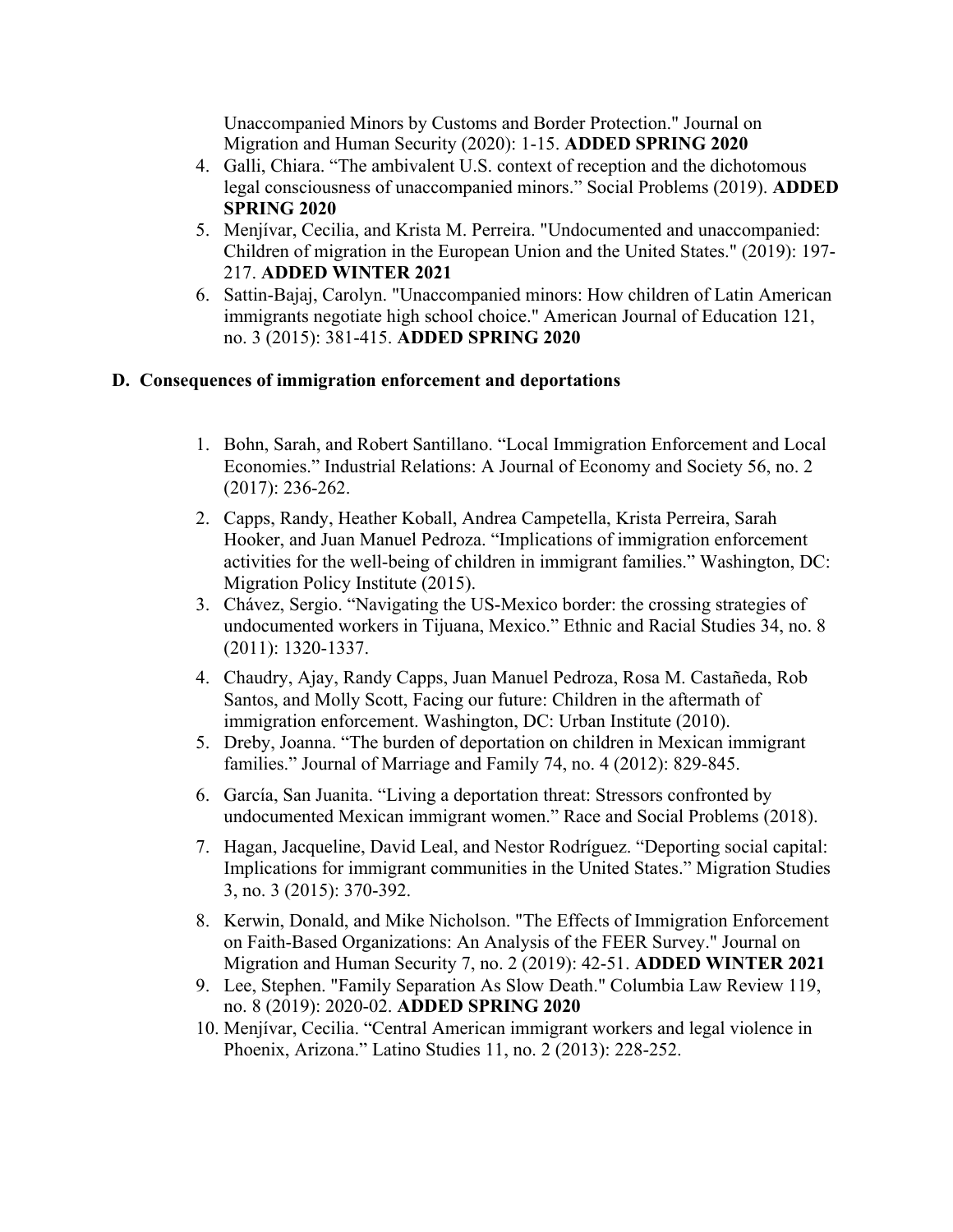Unaccompanied Minors by Customs and Border Protection." Journal on Migration and Human Security (2020): 1-15. **ADDED SPRING 2020**

4. Galli, Chiara. "The ambivalent U.S. context of reception and the dichotomous legal consciousness of unaccompanied minors." Social Problems (2019). **ADDED SPRING 2020**
5. Menjívar, Cecilia, and Krista M. Perreira. "Undocumented and unaccompanied: Children of migration in the European Union and the United States." (2019): 197-217. **ADDED WINTER 2021**
6. Sattin-Bajaj, Carolyn. "Unaccompanied minors: How children of Latin American immigrants negotiate high school choice." American Journal of Education 121, no. 3 (2015): 381-415. **ADDED SPRING 2020**

### D. Consequences of immigration enforcement and deportations

1. Bohn, Sarah, and Robert Santillano. "Local Immigration Enforcement and Local Economies." Industrial Relations: A Journal of Economy and Society 56, no. 2 (2017): 236-262.
2. Capps, Randy, Heather Koball, Andrea Campetella, Krista Perreira, Sarah Hooker, and Juan Manuel Pedroza. "Implications of immigration enforcement activities for the well-being of children in immigrant families." Washington, DC: Migration Policy Institute (2015).
3. Chávez, Sergio. "Navigating the US-Mexico border: the crossing strategies of undocumented workers in Tijuana, Mexico." Ethnic and Racial Studies 34, no. 8 (2011): 1320-1337.
4. Chaudry, Ajay, Randy Capps, Juan Manuel Pedroza, Rosa M. Castañeda, Rob Santos, and Molly Scott, Facing our future: Children in the aftermath of immigration enforcement. Washington, DC: Urban Institute (2010).
5. Dreby, Joanna. "The burden of deportation on children in Mexican immigrant families." Journal of Marriage and Family 74, no. 4 (2012): 829-845.
6. García, San Juanita. "Living a deportation threat: Stressors confronted by undocumented Mexican immigrant women." Race and Social Problems (2018).
7. Hagan, Jacqueline, David Leal, and Nestor Rodríguez. "Deporting social capital: Implications for immigrant communities in the United States." Migration Studies 3, no. 3 (2015): 370-392.
8. Kerwin, Donald, and Mike Nicholson. "The Effects of Immigration Enforcement on Faith-Based Organizations: An Analysis of the FEER Survey." Journal on Migration and Human Security 7, no. 2 (2019): 42-51. **ADDED WINTER 2021**
9. Lee, Stephen. "Family Separation As Slow Death." Columbia Law Review 119, no. 8 (2019): 2020-02. **ADDED SPRING 2020**
10. Menjívar, Cecilia. "Central American immigrant workers and legal violence in Phoenix, Arizona." Latino Studies 11, no. 2 (2013): 228-252.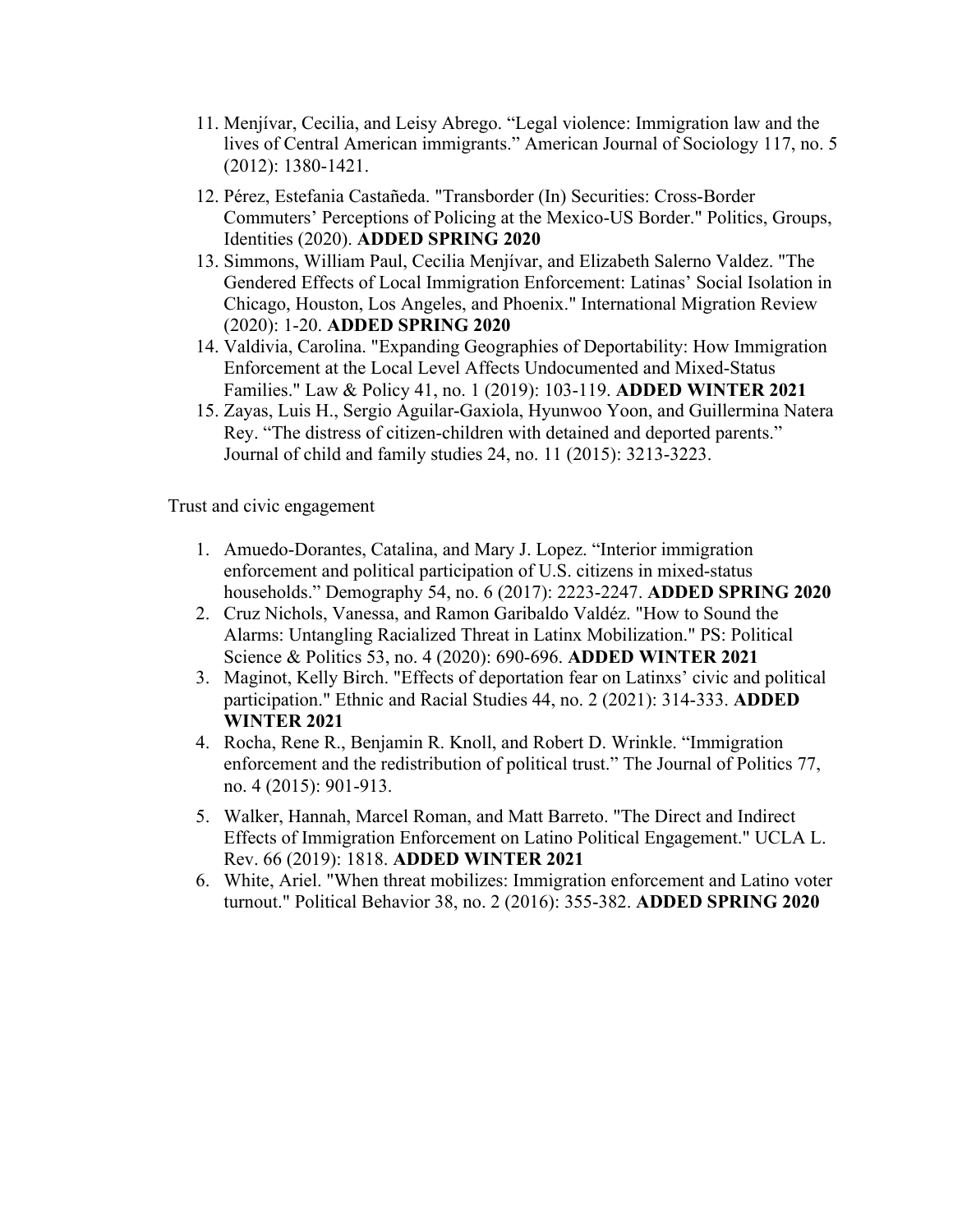11. Menjívar, Cecilia, and Leisy Abrego. “Legal violence: Immigration law and the lives of Central American immigrants.” American Journal of Sociology 117, no. 5 (2012): 1380-1421.
12. Pérez, Estefania Castañeda. "Transborder (In) Securities: Cross-Border Commuters’ Perceptions of Policing at the Mexico-US Border." Politics, Groups, Identities (2020). **ADDED SPRING 2020**
13. Simmons, William Paul, Cecilia Menjívar, and Elizabeth Salerno Valdez. "The Gendered Effects of Local Immigration Enforcement: Latinas’ Social Isolation in Chicago, Houston, Los Angeles, and Phoenix." International Migration Review (2020): 1-20. **ADDED SPRING 2020**
14. Valdivia, Carolina. "Expanding Geographies of Deportability: How Immigration Enforcement at the Local Level Affects Undocumented and Mixed-Status Families." Law & Policy 41, no. 1 (2019): 103-119. **ADDED WINTER 2021**
15. Zayas, Luis H., Sergio Aguilar-Gaxiola, Hyunwoo Yoon, and Guillermina Natera Rey. “The distress of citizen-children with detained and deported parents.” Journal of child and family studies 24, no. 11 (2015): 3213-3223.

Trust and civic engagement

1. Amuedo-Dorantes, Catalina, and Mary J. Lopez. “Interior immigration enforcement and political participation of U.S. citizens in mixed-status households.” Demography 54, no. 6 (2017): 2223-2247. **ADDED SPRING 2020**
2. Cruz Nichols, Vanessa, and Ramon Garibaldo Valdéz. "How to Sound the Alarms: Untangling Racialized Threat in Latinx Mobilization." PS: Political Science & Politics 53, no. 4 (2020): 690-696. **ADDED WINTER 2021**
3. Maginot, Kelly Birch. "Effects of deportation fear on Latinxs’ civic and political participation." Ethnic and Racial Studies 44, no. 2 (2021): 314-333. **ADDED WINTER 2021**
4. Rocha, Rene R., Benjamin R. Knoll, and Robert D. Wrinkle. “Immigration enforcement and the redistribution of political trust.” The Journal of Politics 77, no. 4 (2015): 901-913.
5. Walker, Hannah, Marcel Roman, and Matt Barreto. "The Direct and Indirect Effects of Immigration Enforcement on Latino Political Engagement." UCLA L. Rev. 66 (2019): 1818. **ADDED WINTER 2021**
6. White, Ariel. "When threat mobilizes: Immigration enforcement and Latino voter turnout." Political Behavior 38, no. 2 (2016): 355-382. **ADDED SPRING 2020**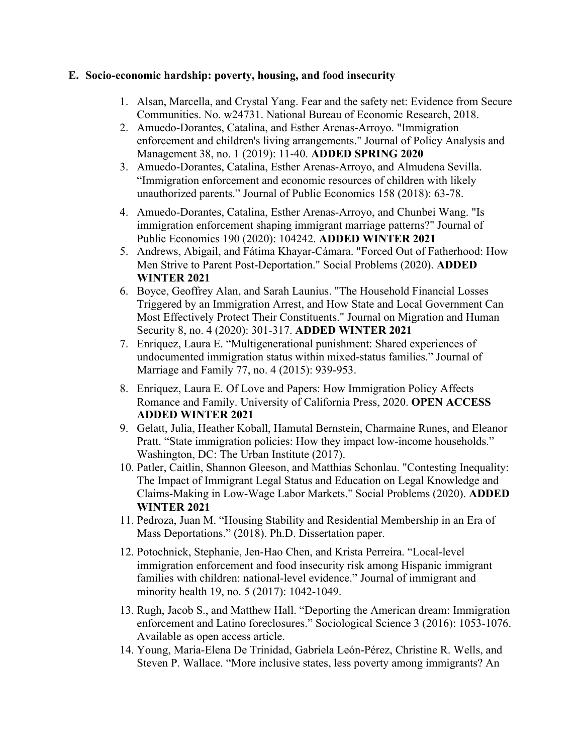**E. Socio-economic hardship: poverty, housing, and food insecurity**

1. Alsan, Marcella, and Crystal Yang. Fear and the safety net: Evidence from Secure Communities. No. w24731. National Bureau of Economic Research, 2018.
2. Amuedo-Dorantes, Catalina, and Esther Arenas-Arroyo. "Immigration enforcement and children's living arrangements." Journal of Policy Analysis and Management 38, no. 1 (2019): 11-40. **ADDED SPRING 2020**
3. Amuedo-Dorantes, Catalina, Esther Arenas-Arroyo, and Almudena Sevilla. "Immigration enforcement and economic resources of children with likely unauthorized parents." Journal of Public Economics 158 (2018): 63-78.
4. Amuedo-Dorantes, Catalina, Esther Arenas-Arroyo, and Chunbei Wang. "Is immigration enforcement shaping immigrant marriage patterns?" Journal of Public Economics 190 (2020): 104242. **ADDED WINTER 2021**
5. Andrews, Abigail, and Fátima Khayar-Cámara. "Forced Out of Fatherhood: How Men Strive to Parent Post-Deportation." Social Problems (2020). **ADDED WINTER 2021**
6. Boyce, Geoffrey Alan, and Sarah Launius. "The Household Financial Losses Triggered by an Immigration Arrest, and How State and Local Government Can Most Effectively Protect Their Constituents." Journal on Migration and Human Security 8, no. 4 (2020): 301-317. **ADDED WINTER 2021**
7. Enriquez, Laura E. "Multigenerational punishment: Shared experiences of undocumented immigration status within mixed-status families." Journal of Marriage and Family 77, no. 4 (2015): 939-953.
8. Enriquez, Laura E. Of Love and Papers: How Immigration Policy Affects Romance and Family. University of California Press, 2020. **OPEN ACCESS ADDED WINTER 2021**
9. Gelatt, Julia, Heather Koball, Hamutal Bernstein, Charmaine Runes, and Eleanor Pratt. "State immigration policies: How they impact low-income households." Washington, DC: The Urban Institute (2017).
10. Patler, Caitlin, Shannon Gleeson, and Matthias Schonlau. "Contesting Inequality: The Impact of Immigrant Legal Status and Education on Legal Knowledge and Claims-Making in Low-Wage Labor Markets." Social Problems (2020). **ADDED WINTER 2021**
11. Pedroza, Juan M. "Housing Stability and Residential Membership in an Era of Mass Deportations." (2018). Ph.D. Dissertation paper.
12. Potochnick, Stephanie, Jen-Hao Chen, and Krista Perreira. "Local-level immigration enforcement and food insecurity risk among Hispanic immigrant families with children: national-level evidence." Journal of immigrant and minority health 19, no. 5 (2017): 1042-1049.
13. Rugh, Jacob S., and Matthew Hall. "Deporting the American dream: Immigration enforcement and Latino foreclosures." Sociological Science 3 (2016): 1053-1076. Available as open access article.
14. Young, Maria-Elena De Trinidad, Gabriela León-Pérez, Christine R. Wells, and Steven P. Wallace. "More inclusive states, less poverty among immigrants? An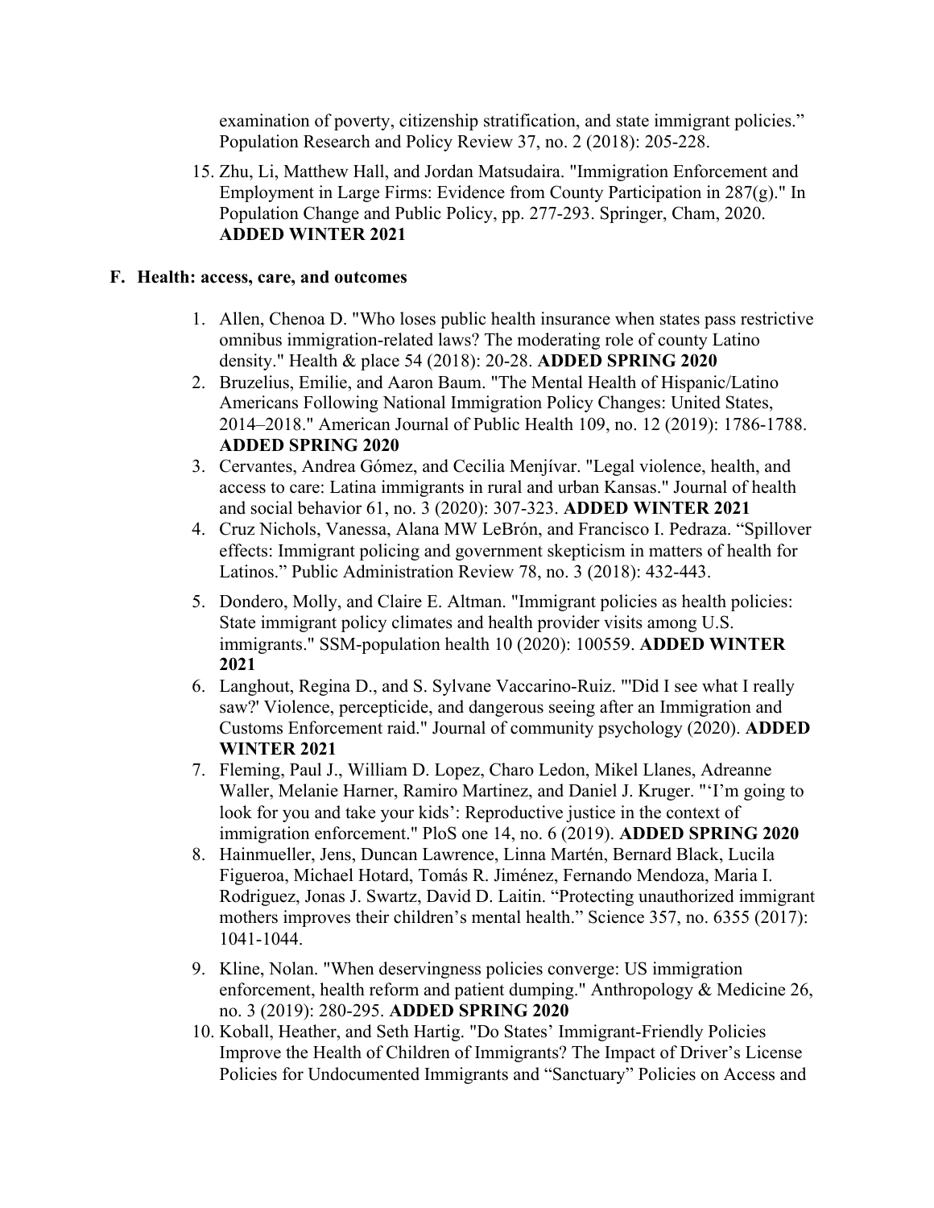examination of poverty, citizenship stratification, and state immigrant policies." Population Research and Policy Review 37, no. 2 (2018): 205-228.

15. Zhu, Li, Matthew Hall, and Jordan Matsudaira. "Immigration Enforcement and Employment in Large Firms: Evidence from County Participation in 287(g)." In Population Change and Public Policy, pp. 277-293. Springer, Cham, 2020. **ADDED WINTER 2021**

## F. Health: access, care, and outcomes

1. Allen, Chenoa D. "Who loses public health insurance when states pass restrictive omnibus immigration-related laws? The moderating role of county Latino density." Health & place 54 (2018): 20-28. **ADDED SPRING 2020**
2. Bruzelius, Emilie, and Aaron Baum. "The Mental Health of Hispanic/Latino Americans Following National Immigration Policy Changes: United States, 2014–2018." American Journal of Public Health 109, no. 12 (2019): 1786-1788. **ADDED SPRING 2020**
3. Cervantes, Andrea Gómez, and Cecilia Menjívar. "Legal violence, health, and access to care: Latina immigrants in rural and urban Kansas." Journal of health and social behavior 61, no. 3 (2020): 307-323. **ADDED WINTER 2021**
4. Cruz Nichols, Vanessa, Alana MW LeBrón, and Francisco I. Pedraza. "Spillover effects: Immigrant policing and government skepticism in matters of health for Latinos." Public Administration Review 78, no. 3 (2018): 432-443.
5. Dondero, Molly, and Claire E. Altman. "Immigrant policies as health policies: State immigrant policy climates and health provider visits among U.S. immigrants." SSM-population health 10 (2020): 100559. **ADDED WINTER 2021**
6. Langhout, Regina D., and S. Sylvane Vaccarino-Ruiz. "'Did I see what I really saw?' Violence, percepticide, and dangerous seeing after an Immigration and Customs Enforcement raid." Journal of community psychology (2020). **ADDED WINTER 2021**
7. Fleming, Paul J., William D. Lopez, Charo Ledon, Mikel Llanes, Adreanne Waller, Melanie Harner, Ramiro Martinez, and Daniel J. Kruger. "'I'm going to look for you and take your kids': Reproductive justice in the context of immigration enforcement." PloS one 14, no. 6 (2019). **ADDED SPRING 2020**
8. Hainmueller, Jens, Duncan Lawrence, Linna Martén, Bernard Black, Lucila Figueroa, Michael Hotard, Tomás R. Jiménez, Fernando Mendoza, Maria I. Rodriguez, Jonas J. Swartz, David D. Laitin. "Protecting unauthorized immigrant mothers improves their children's mental health." Science 357, no. 6355 (2017): 1041-1044.
9. Kline, Nolan. "When deservingness policies converge: US immigration enforcement, health reform and patient dumping." Anthropology & Medicine 26, no. 3 (2019): 280-295. **ADDED SPRING 2020**
10. Koball, Heather, and Seth Hartig. "Do States' Immigrant-Friendly Policies Improve the Health of Children of Immigrants? The Impact of Driver's License Policies for Undocumented Immigrants and "Sanctuary" Policies on Access and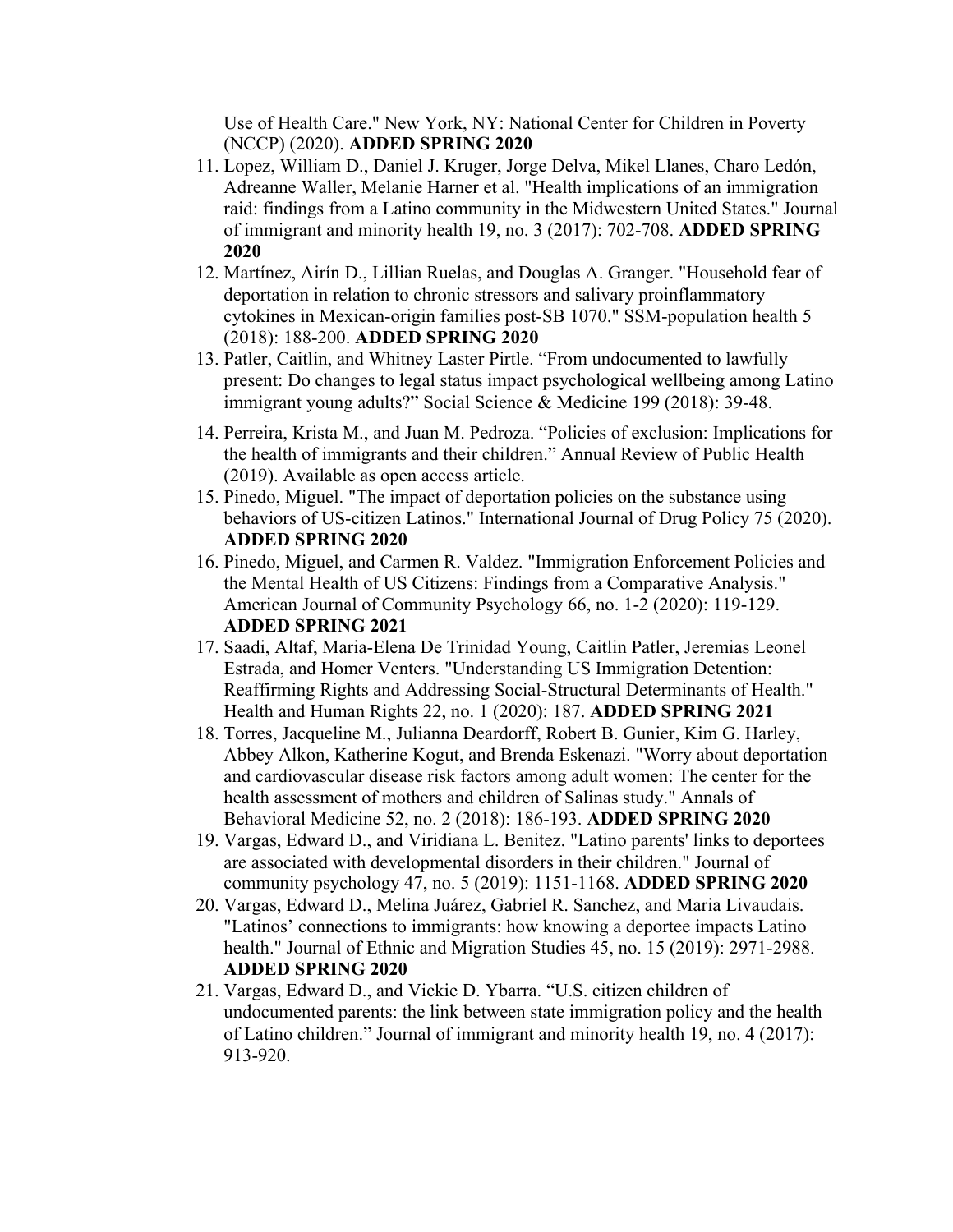Use of Health Care." New York, NY: National Center for Children in Poverty (NCCP) (2020). **ADDED SPRING 2020**

11. Lopez, William D., Daniel J. Kruger, Jorge Delva, Mikel Llanes, Charo Ledón, Adreanne Waller, Melanie Harner et al. "Health implications of an immigration raid: findings from a Latino community in the Midwestern United States." Journal of immigrant and minority health 19, no. 3 (2017): 702-708. **ADDED SPRING 2020**
12. Martínez, Airín D., Lillian Ruelas, and Douglas A. Granger. "Household fear of deportation in relation to chronic stressors and salivary proinflammatory cytokines in Mexican-origin families post-SB 1070." SSM-population health 5 (2018): 188-200. **ADDED SPRING 2020**
13. Patler, Caitlin, and Whitney Laster Pirtle. "From undocumented to lawfully present: Do changes to legal status impact psychological wellbeing among Latino immigrant young adults?" Social Science & Medicine 199 (2018): 39-48.
14. Perreira, Krista M., and Juan M. Pedroza. "Policies of exclusion: Implications for the health of immigrants and their children." Annual Review of Public Health (2019). Available as open access article.
15. Pinedo, Miguel. "The impact of deportation policies on the substance using behaviors of US-citizen Latinos." International Journal of Drug Policy 75 (2020). **ADDED SPRING 2020**
16. Pinedo, Miguel, and Carmen R. Valdez. "Immigration Enforcement Policies and the Mental Health of US Citizens: Findings from a Comparative Analysis." American Journal of Community Psychology 66, no. 1-2 (2020): 119-129. **ADDED SPRING 2021**
17. Saadi, Altaf, Maria-Elena De Trinidad Young, Caitlin Patler, Jeremias Leonel Estrada, and Homer Venters. "Understanding US Immigration Detention: Reaffirming Rights and Addressing Social-Structural Determinants of Health." Health and Human Rights 22, no. 1 (2020): 187. **ADDED SPRING 2021**
18. Torres, Jacqueline M., Julianna Deardorff, Robert B. Gunier, Kim G. Harley, Abbey Alkon, Katherine Kogut, and Brenda Eskenazi. "Worry about deportation and cardiovascular disease risk factors among adult women: The center for the health assessment of mothers and children of Salinas study." Annals of Behavioral Medicine 52, no. 2 (2018): 186-193. **ADDED SPRING 2020**
19. Vargas, Edward D., and Viridiana L. Benitez. "Latino parents' links to deportees are associated with developmental disorders in their children." Journal of community psychology 47, no. 5 (2019): 1151-1168. **ADDED SPRING 2020**
20. Vargas, Edward D., Melina Juárez, Gabriel R. Sanchez, and Maria Livaudais. "Latinos' connections to immigrants: how knowing a deportee impacts Latino health." Journal of Ethnic and Migration Studies 45, no. 15 (2019): 2971-2988. **ADDED SPRING 2020**
21. Vargas, Edward D., and Vickie D. Ybarra. "U.S. citizen children of undocumented parents: the link between state immigration policy and the health of Latino children." Journal of immigrant and minority health 19, no. 4 (2017): 913-920.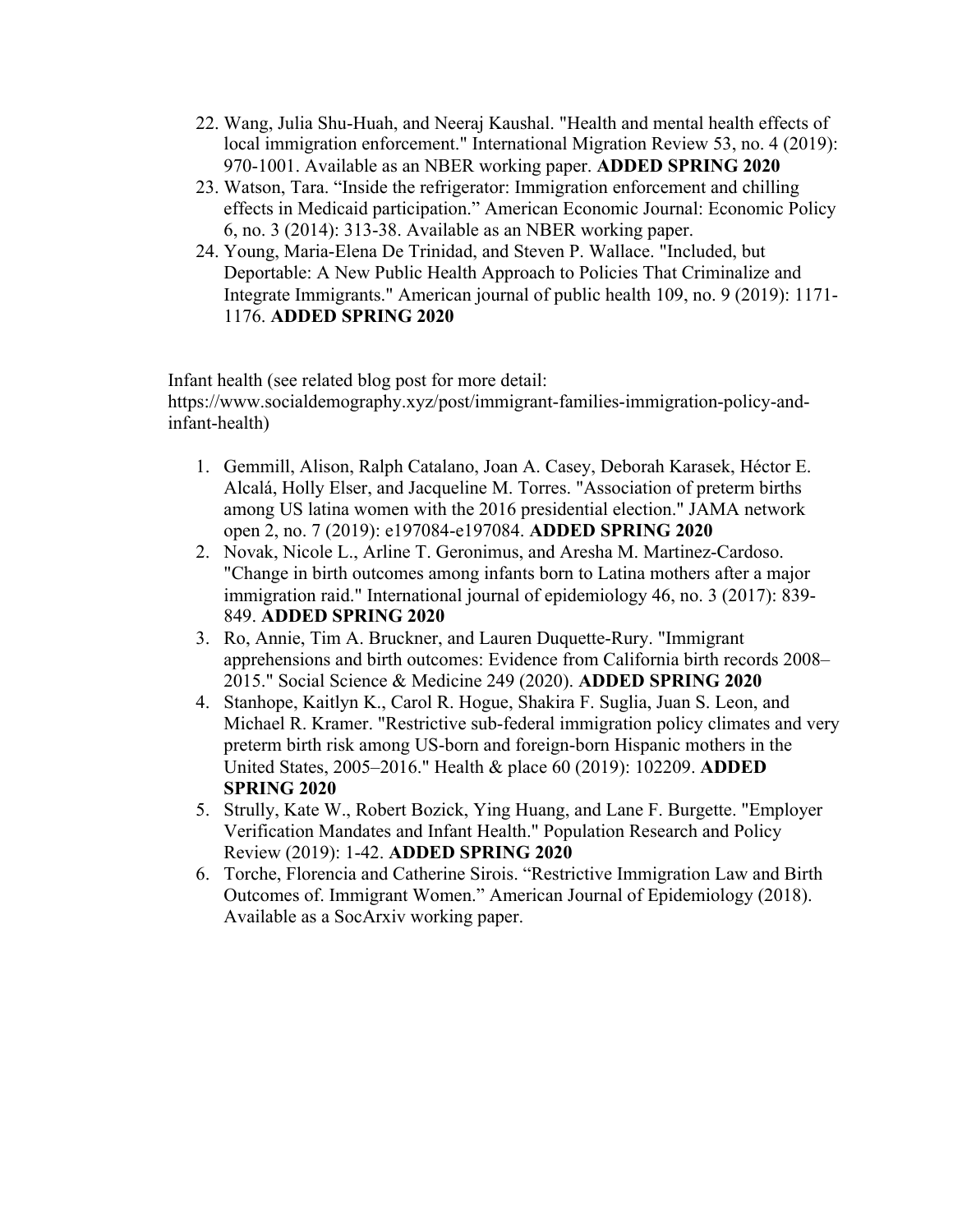22. Wang, Julia Shu-Huah, and Neeraj Kaushal. "Health and mental health effects of local immigration enforcement." International Migration Review 53, no. 4 (2019): 970-1001. Available as an NBER working paper. **ADDED SPRING 2020**
23. Watson, Tara. "Inside the refrigerator: Immigration enforcement and chilling effects in Medicaid participation." American Economic Journal: Economic Policy 6, no. 3 (2014): 313-38. Available as an NBER working paper.
24. Young, Maria-Elena De Trinidad, and Steven P. Wallace. "Included, but Deportable: A New Public Health Approach to Policies That Criminalize and Integrate Immigrants." American journal of public health 109, no. 9 (2019): 1171-1176. **ADDED SPRING 2020**

Infant health (see related blog post for more detail: https://www.socialdemography.xyz/post/immigrant-families-immigration-policy-and-infant-health)

1. Gemmill, Alison, Ralph Catalano, Joan A. Casey, Deborah Karasek, Héctor E. Alcalá, Holly Elser, and Jacqueline M. Torres. "Association of preterm births among US latina women with the 2016 presidential election." JAMA network open 2, no. 7 (2019): e197084-e197084. **ADDED SPRING 2020**
2. Novak, Nicole L., Arline T. Geronimus, and Aresha M. Martinez-Cardoso. "Change in birth outcomes among infants born to Latina mothers after a major immigration raid." International journal of epidemiology 46, no. 3 (2017): 839-849. **ADDED SPRING 2020**
3. Ro, Annie, Tim A. Bruckner, and Lauren Duquette-Rury. "Immigrant apprehensions and birth outcomes: Evidence from California birth records 2008–2015." Social Science & Medicine 249 (2020). **ADDED SPRING 2020**
4. Stanhope, Kaitlyn K., Carol R. Hogue, Shakira F. Suglia, Juan S. Leon, and Michael R. Kramer. "Restrictive sub-federal immigration policy climates and very preterm birth risk among US-born and foreign-born Hispanic mothers in the United States, 2005–2016." Health & place 60 (2019): 102209. **ADDED SPRING 2020**
5. Strully, Kate W., Robert Bozick, Ying Huang, and Lane F. Burgette. "Employer Verification Mandates and Infant Health." Population Research and Policy Review (2019): 1-42. **ADDED SPRING 2020**
6. Torche, Florencia and Catherine Sirois. "Restrictive Immigration Law and Birth Outcomes of. Immigrant Women." American Journal of Epidemiology (2018). Available as a SocArxiv working paper.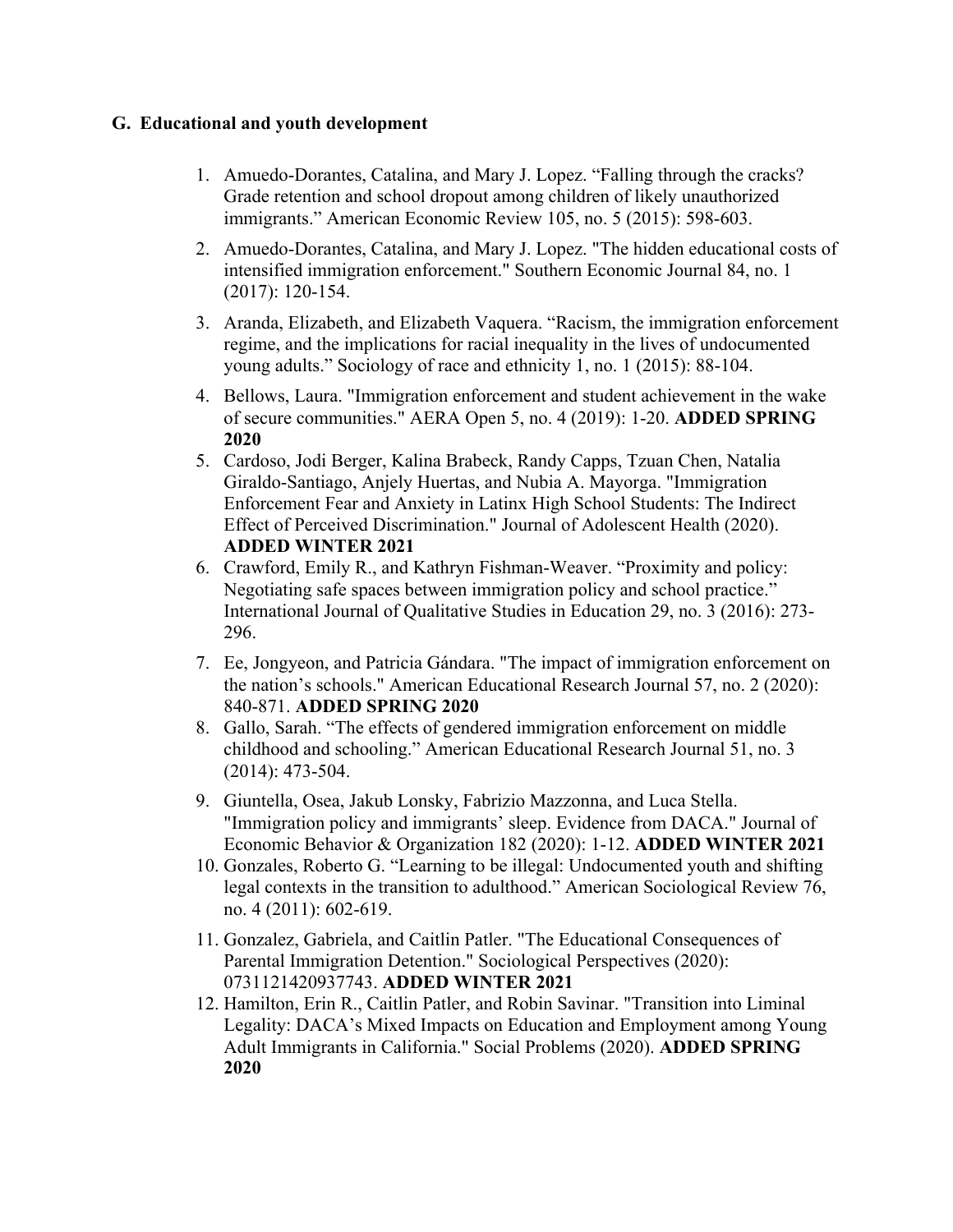## G. Educational and youth development

1. Amuedo-Dorantes, Catalina, and Mary J. Lopez. "Falling through the cracks? Grade retention and school dropout among children of likely unauthorized immigrants." American Economic Review 105, no. 5 (2015): 598-603.
2. Amuedo-Dorantes, Catalina, and Mary J. Lopez. "The hidden educational costs of intensified immigration enforcement." Southern Economic Journal 84, no. 1 (2017): 120-154.
3. Aranda, Elizabeth, and Elizabeth Vaquera. "Racism, the immigration enforcement regime, and the implications for racial inequality in the lives of undocumented young adults." Sociology of race and ethnicity 1, no. 1 (2015): 88-104.
4. Bellows, Laura. "Immigration enforcement and student achievement in the wake of secure communities." AERA Open 5, no. 4 (2019): 1-20. **ADDED SPRING 2020**
5. Cardoso, Jodi Berger, Kalina Brabeck, Randy Capps, Tzuan Chen, Natalia Giraldo-Santiago, Anjely Huertas, and Nubia A. Mayorga. "Immigration Enforcement Fear and Anxiety in Latinx High School Students: The Indirect Effect of Perceived Discrimination." Journal of Adolescent Health (2020). **ADDED WINTER 2021**
6. Crawford, Emily R., and Kathryn Fishman-Weaver. "Proximity and policy: Negotiating safe spaces between immigration policy and school practice." International Journal of Qualitative Studies in Education 29, no. 3 (2016): 273-296.
7. Ee, Jongyeon, and Patricia Gándara. "The impact of immigration enforcement on the nation's schools." American Educational Research Journal 57, no. 2 (2020): 840-871. **ADDED SPRING 2020**
8. Gallo, Sarah. "The effects of gendered immigration enforcement on middle childhood and schooling." American Educational Research Journal 51, no. 3 (2014): 473-504.
9. Giuntella, Osea, Jakub Lonsky, Fabrizio Mazzonna, and Luca Stella. "Immigration policy and immigrants' sleep. Evidence from DACA." Journal of Economic Behavior & Organization 182 (2020): 1-12. **ADDED WINTER 2021**
10. Gonzales, Roberto G. "Learning to be illegal: Undocumented youth and shifting legal contexts in the transition to adulthood." American Sociological Review 76, no. 4 (2011): 602-619.
11. Gonzalez, Gabriela, and Caitlin Patler. "The Educational Consequences of Parental Immigration Detention." Sociological Perspectives (2020): 0731121420937743. **ADDED WINTER 2021**
12. Hamilton, Erin R., Caitlin Patler, and Robin Savinar. "Transition into Liminal Legality: DACA's Mixed Impacts on Education and Employment among Young Adult Immigrants in California." Social Problems (2020). **ADDED SPRING 2020**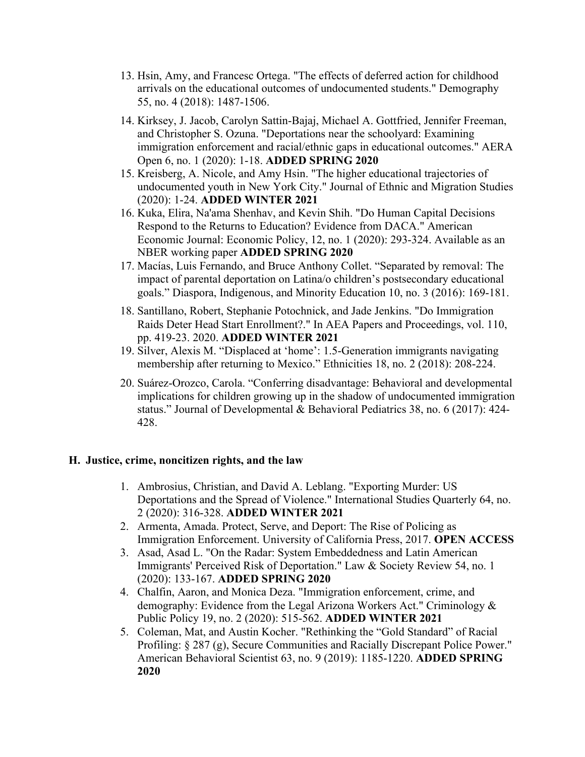13. Hsin, Amy, and Francesc Ortega. "The effects of deferred action for childhood arrivals on the educational outcomes of undocumented students." Demography 55, no. 4 (2018): 1487-1506.
14. Kirksey, J. Jacob, Carolyn Sattin-Bajaj, Michael A. Gottfried, Jennifer Freeman, and Christopher S. Ozuna. "Deportations near the schoolyard: Examining immigration enforcement and racial/ethnic gaps in educational outcomes." AERA Open 6, no. 1 (2020): 1-18. **ADDED SPRING 2020**
15. Kreisberg, A. Nicole, and Amy Hsin. "The higher educational trajectories of undocumented youth in New York City." Journal of Ethnic and Migration Studies (2020): 1-24. **ADDED WINTER 2021**
16. Kuka, Elira, Na'ama Shenhav, and Kevin Shih. "Do Human Capital Decisions Respond to the Returns to Education? Evidence from DACA." American Economic Journal: Economic Policy, 12, no. 1 (2020): 293-324. Available as an NBER working paper **ADDED SPRING 2020**
17. Macías, Luis Fernando, and Bruce Anthony Collet. "Separated by removal: The impact of parental deportation on Latina/o children's postsecondary educational goals." Diaspora, Indigenous, and Minority Education 10, no. 3 (2016): 169-181.
18. Santillano, Robert, Stephanie Potochnick, and Jade Jenkins. "Do Immigration Raids Deter Head Start Enrollment?." In AEA Papers and Proceedings, vol. 110, pp. 419-23. 2020. **ADDED WINTER 2021**
19. Silver, Alexis M. "Displaced at 'home': 1.5-Generation immigrants navigating membership after returning to Mexico." Ethnicities 18, no. 2 (2018): 208-224.
20. Suárez-Orozco, Carola. "Conferring disadvantage: Behavioral and developmental implications for children growing up in the shadow of undocumented immigration status." Journal of Developmental & Behavioral Pediatrics 38, no. 6 (2017): 424-428.

## H. Justice, crime, noncitizen rights, and the law

1. Ambrosius, Christian, and David A. Leblang. "Exporting Murder: US Deportations and the Spread of Violence." International Studies Quarterly 64, no. 2 (2020): 316-328. **ADDED WINTER 2021**
2. Armenta, Amada. Protect, Serve, and Deport: The Rise of Policing as Immigration Enforcement. University of California Press, 2017. **OPEN ACCESS**
3. Asad, Asad L. "On the Radar: System Embeddedness and Latin American Immigrants' Perceived Risk of Deportation." Law & Society Review 54, no. 1 (2020): 133-167. **ADDED SPRING 2020**
4. Chalfin, Aaron, and Monica Deza. "Immigration enforcement, crime, and demography: Evidence from the Legal Arizona Workers Act." Criminology & Public Policy 19, no. 2 (2020): 515-562. **ADDED WINTER 2021**
5. Coleman, Mat, and Austin Kocher. "Rethinking the "Gold Standard" of Racial Profiling: § 287 (g), Secure Communities and Racially Discrepant Police Power." American Behavioral Scientist 63, no. 9 (2019): 1185-1220. **ADDED SPRING 2020**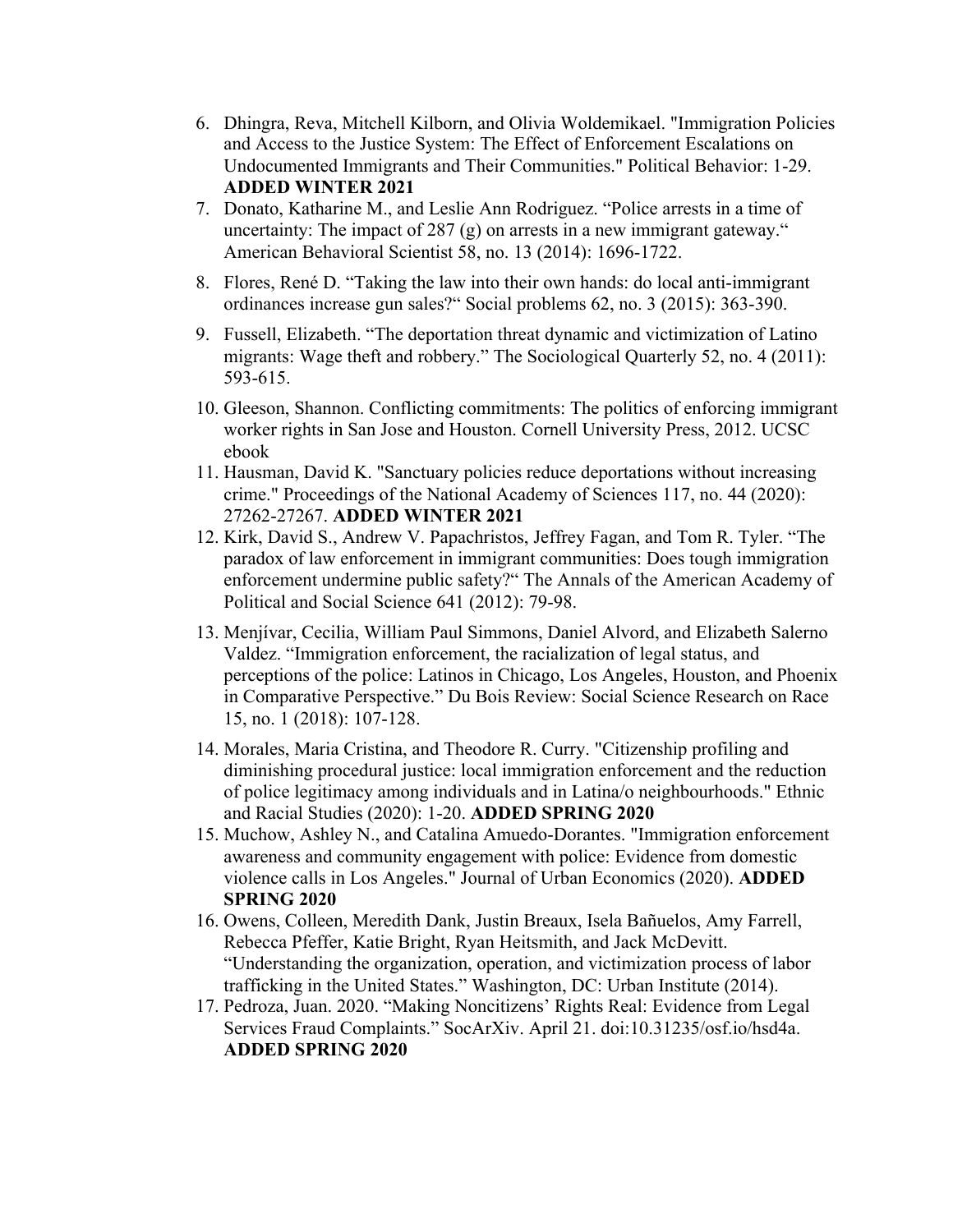6. Dhingra, Reva, Mitchell Kilborn, and Olivia Woldemikael. "Immigration Policies and Access to the Justice System: The Effect of Enforcement Escalations on Undocumented Immigrants and Their Communities." Political Behavior: 1-29. **ADDED WINTER 2021**
7. Donato, Katharine M., and Leslie Ann Rodriguez. "Police arrests in a time of uncertainty: The impact of 287 (g) on arrests in a new immigrant gateway." American Behavioral Scientist 58, no. 13 (2014): 1696-1722.
8. Flores, René D. "Taking the law into their own hands: do local anti-immigrant ordinances increase gun sales?" Social problems 62, no. 3 (2015): 363-390.
9. Fussell, Elizabeth. "The deportation threat dynamic and victimization of Latino migrants: Wage theft and robbery." The Sociological Quarterly 52, no. 4 (2011): 593-615.
10. Gleeson, Shannon. Conflicting commitments: The politics of enforcing immigrant worker rights in San Jose and Houston. Cornell University Press, 2012. UCSC ebook
11. Hausman, David K. "Sanctuary policies reduce deportations without increasing crime." Proceedings of the National Academy of Sciences 117, no. 44 (2020): 27262-27267. **ADDED WINTER 2021**
12. Kirk, David S., Andrew V. Papachristos, Jeffrey Fagan, and Tom R. Tyler. "The paradox of law enforcement in immigrant communities: Does tough immigration enforcement undermine public safety?" The Annals of the American Academy of Political and Social Science 641 (2012): 79-98.
13. Menjívar, Cecilia, William Paul Simmons, Daniel Alvord, and Elizabeth Salerno Valdez. "Immigration enforcement, the racialization of legal status, and perceptions of the police: Latinos in Chicago, Los Angeles, Houston, and Phoenix in Comparative Perspective." Du Bois Review: Social Science Research on Race 15, no. 1 (2018): 107-128.
14. Morales, Maria Cristina, and Theodore R. Curry. "Citizenship profiling and diminishing procedural justice: local immigration enforcement and the reduction of police legitimacy among individuals and in Latina/o neighbourhoods." Ethnic and Racial Studies (2020): 1-20. **ADDED SPRING 2020**
15. Muchow, Ashley N., and Catalina Amuedo-Dorantes. "Immigration enforcement awareness and community engagement with police: Evidence from domestic violence calls in Los Angeles." Journal of Urban Economics (2020). **ADDED SPRING 2020**
16. Owens, Colleen, Meredith Dank, Justin Breaux, Isela Bañuelos, Amy Farrell, Rebecca Pfeffer, Katie Bright, Ryan Heitsmith, and Jack McDevitt. "Understanding the organization, operation, and victimization process of labor trafficking in the United States." Washington, DC: Urban Institute (2014).
17. Pedroza, Juan. 2020. "Making Noncitizens' Rights Real: Evidence from Legal Services Fraud Complaints." SocArXiv. April 21. doi:10.31235/osf.io/hsd4a. **ADDED SPRING 2020**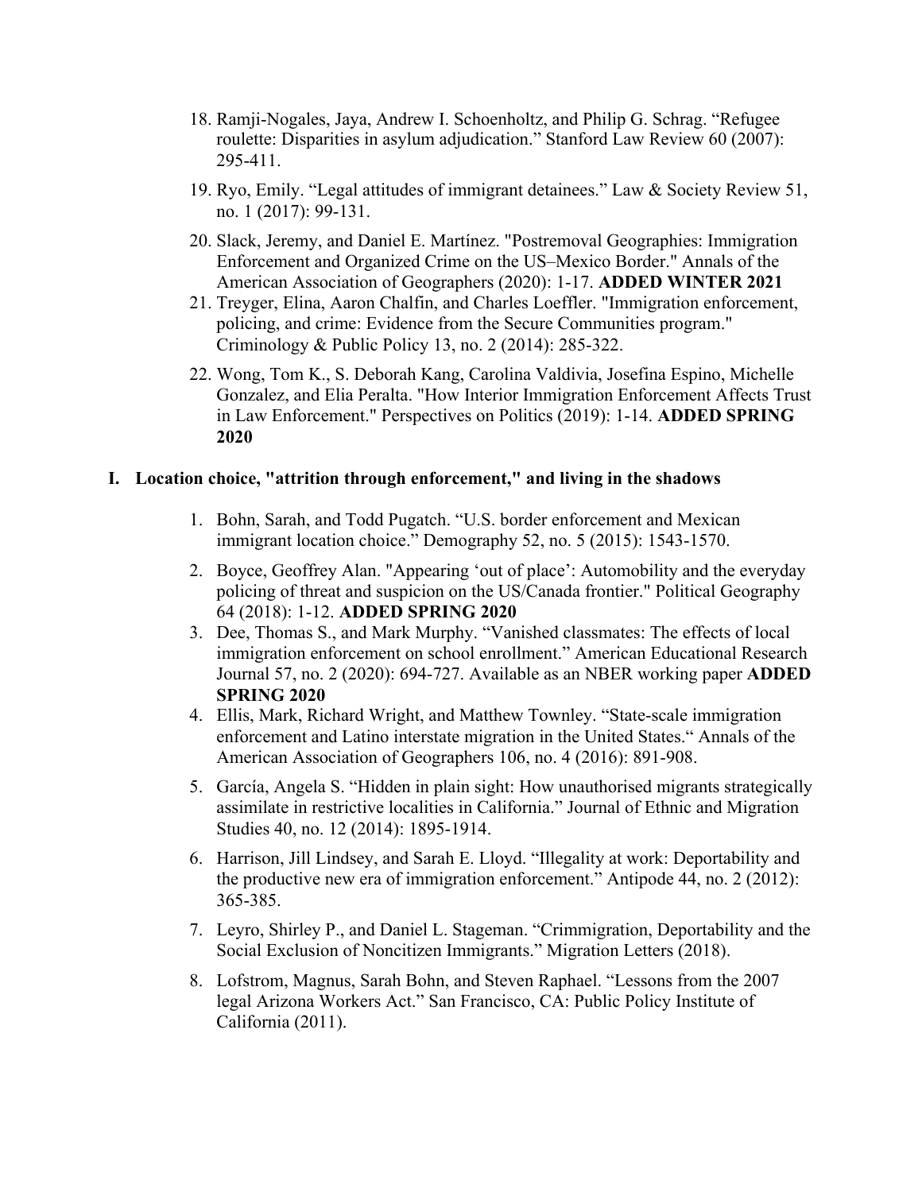18. Ramji-Nogales, Jaya, Andrew I. Schoenholtz, and Philip G. Schrag. "Refugee roulette: Disparities in asylum adjudication." Stanford Law Review 60 (2007): 295-411.
19. Ryo, Emily. "Legal attitudes of immigrant detainees." Law & Society Review 51, no. 1 (2017): 99-131.
20. Slack, Jeremy, and Daniel E. Martínez. "Postremoval Geographies: Immigration Enforcement and Organized Crime on the US–Mexico Border." Annals of the American Association of Geographers (2020): 1-17. **ADDED WINTER 2021**
21. Treyger, Elina, Aaron Chalfin, and Charles Loeffler. "Immigration enforcement, policing, and crime: Evidence from the Secure Communities program." Criminology & Public Policy 13, no. 2 (2014): 285-322.
22. Wong, Tom K., S. Deborah Kang, Carolina Valdivia, Josefina Espino, Michelle Gonzalez, and Elia Peralta. "How Interior Immigration Enforcement Affects Trust in Law Enforcement." Perspectives on Politics (2019): 1-14. **ADDED SPRING 2020**

## I. Location choice, "attrition through enforcement," and living in the shadows

1. Bohn, Sarah, and Todd Pugatch. "U.S. border enforcement and Mexican immigrant location choice." Demography 52, no. 5 (2015): 1543-1570.
2. Boyce, Geoffrey Alan. "Appearing 'out of place': Automobility and the everyday policing of threat and suspicion on the US/Canada frontier." Political Geography 64 (2018): 1-12. **ADDED SPRING 2020**
3. Dee, Thomas S., and Mark Murphy. "Vanished classmates: The effects of local immigration enforcement on school enrollment." American Educational Research Journal 57, no. 2 (2020): 694-727. Available as an NBER working paper **ADDED SPRING 2020**
4. Ellis, Mark, Richard Wright, and Matthew Townley. "State-scale immigration enforcement and Latino interstate migration in the United States." Annals of the American Association of Geographers 106, no. 4 (2016): 891-908.
5. García, Angela S. "Hidden in plain sight: How unauthorised migrants strategically assimilate in restrictive localities in California." Journal of Ethnic and Migration Studies 40, no. 12 (2014): 1895-1914.
6. Harrison, Jill Lindsey, and Sarah E. Lloyd. "Illegality at work: Deportability and the productive new era of immigration enforcement." Antipode 44, no. 2 (2012): 365-385.
7. Leyro, Shirley P., and Daniel L. Stageman. "Crimmigration, Deportability and the Social Exclusion of Noncitizen Immigrants." Migration Letters (2018).
8. Lofstrom, Magnus, Sarah Bohn, and Steven Raphael. "Lessons from the 2007 legal Arizona Workers Act." San Francisco, CA: Public Policy Institute of California (2011).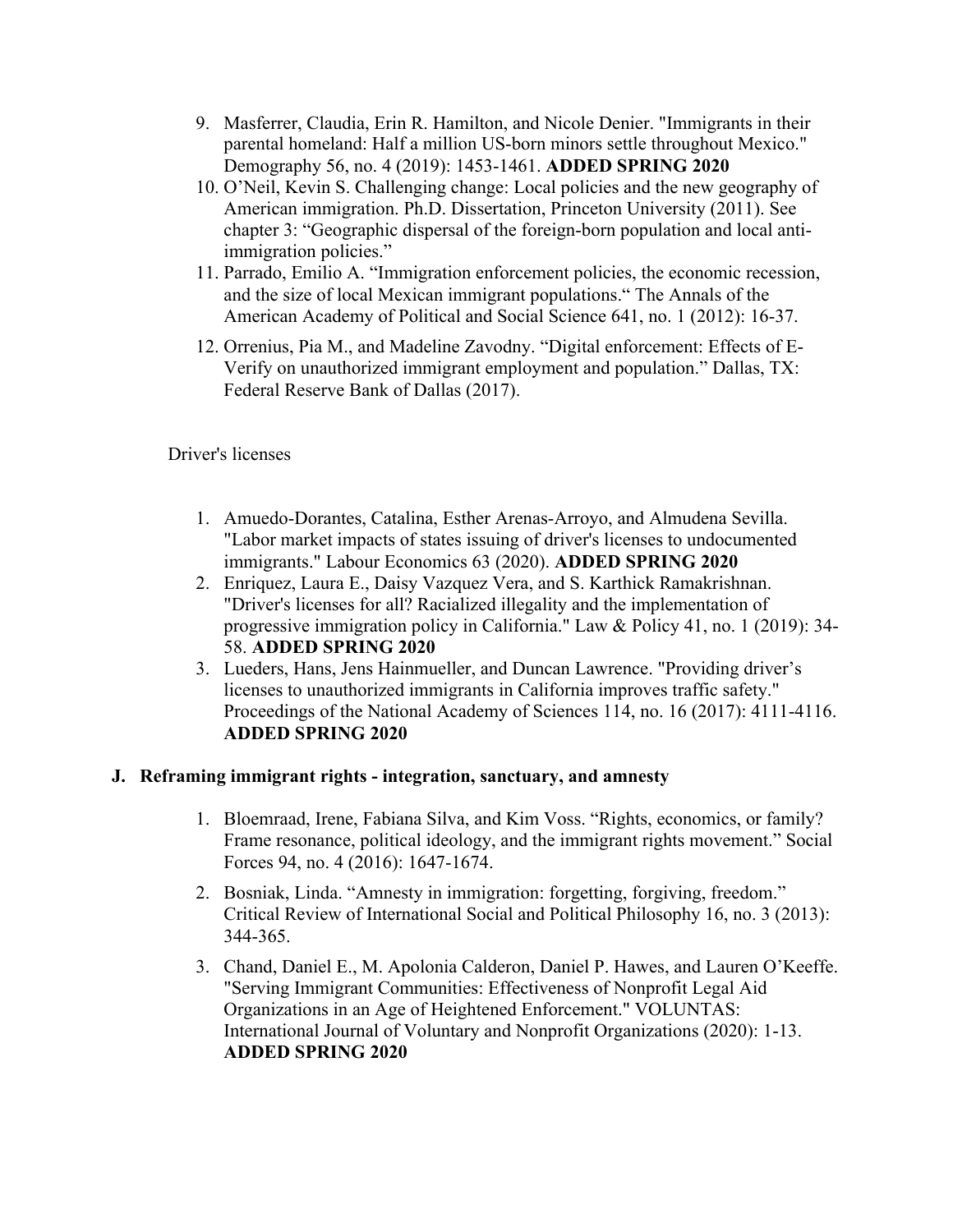9. Masferrer, Claudia, Erin R. Hamilton, and Nicole Denier. "Immigrants in their parental homeland: Half a million US-born minors settle throughout Mexico." Demography 56, no. 4 (2019): 1453-1461. **ADDED SPRING 2020**
10. O'Neil, Kevin S. Challenging change: Local policies and the new geography of American immigration. Ph.D. Dissertation, Princeton University (2011). See chapter 3: "Geographic dispersal of the foreign-born population and local anti-immigration policies."
11. Parrado, Emilio A. "Immigration enforcement policies, the economic recession, and the size of local Mexican immigrant populations." The Annals of the American Academy of Political and Social Science 641, no. 1 (2012): 16-37.
12. Orrenius, Pia M., and Madeline Zavodny. "Digital enforcement: Effects of E-Verify on unauthorized immigrant employment and population." Dallas, TX: Federal Reserve Bank of Dallas (2017).

Driver's licenses

1. Amuedo-Dorantes, Catalina, Esther Arenas-Arroyo, and Almudena Sevilla. "Labor market impacts of states issuing of driver's licenses to undocumented immigrants." Labour Economics 63 (2020). **ADDED SPRING 2020**
2. Enriquez, Laura E., Daisy Vazquez Vera, and S. Karthick Ramakrishnan. "Driver's licenses for all? Racialized illegality and the implementation of progressive immigration policy in California." Law & Policy 41, no. 1 (2019): 34-58. **ADDED SPRING 2020**
3. Lueders, Hans, Jens Hainmueller, and Duncan Lawrence. "Providing driver's licenses to unauthorized immigrants in California improves traffic safety." Proceedings of the National Academy of Sciences 114, no. 16 (2017): 4111-4116. **ADDED SPRING 2020**

### J. Reframing immigrant rights - integration, sanctuary, and amnesty

1. Bloemraad, Irene, Fabiana Silva, and Kim Voss. "Rights, economics, or family? Frame resonance, political ideology, and the immigrant rights movement." Social Forces 94, no. 4 (2016): 1647-1674.
2. Bosniak, Linda. "Amnesty in immigration: forgetting, forgiving, freedom." Critical Review of International Social and Political Philosophy 16, no. 3 (2013): 344-365.
3. Chand, Daniel E., M. Apolonia Calderon, Daniel P. Hawes, and Lauren O'Keeffe. "Serving Immigrant Communities: Effectiveness of Nonprofit Legal Aid Organizations in an Age of Heightened Enforcement." VOLUNTAS: International Journal of Voluntary and Nonprofit Organizations (2020): 1-13. **ADDED SPRING 2020**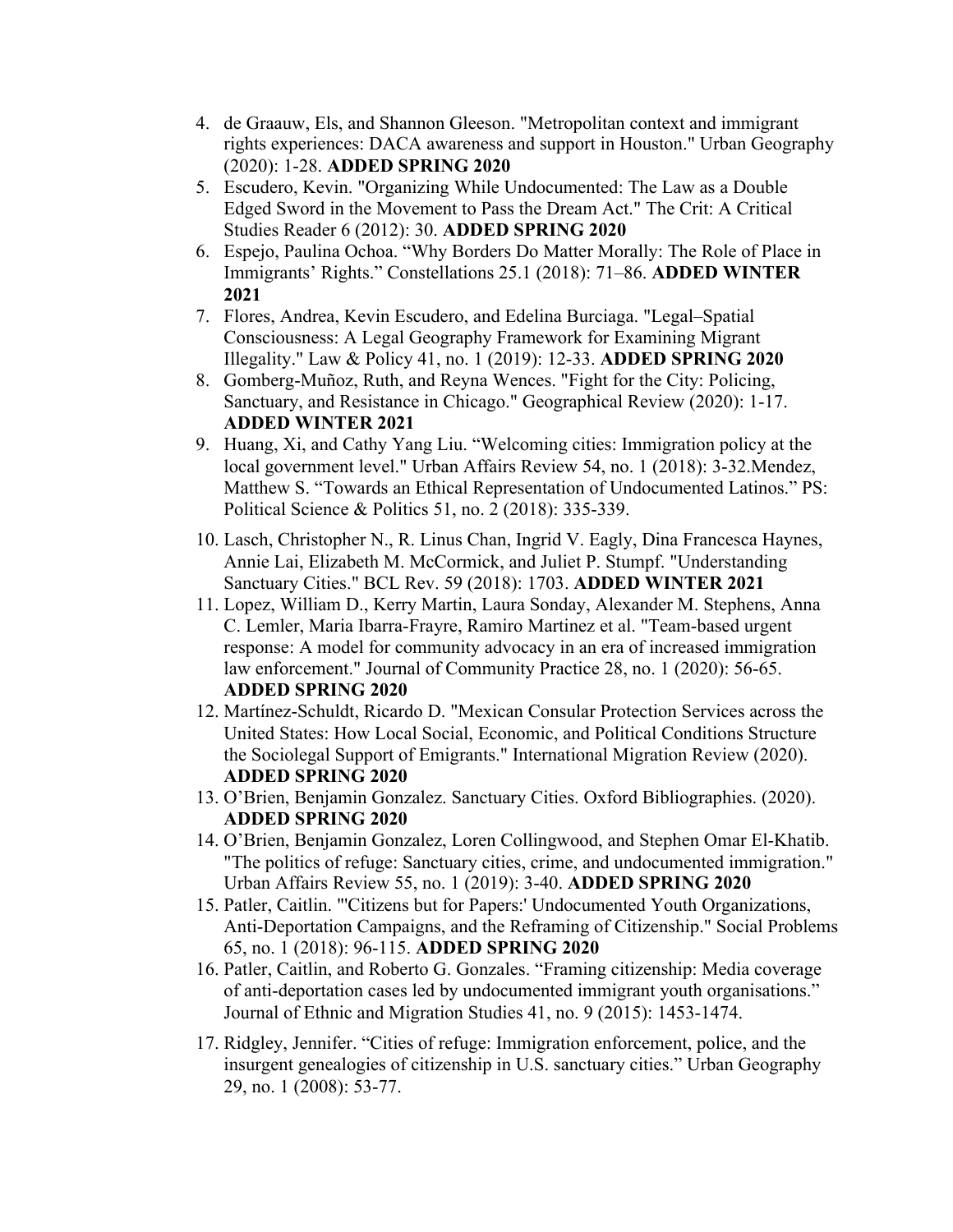4. de Graauw, Els, and Shannon Gleeson. "Metropolitan context and immigrant rights experiences: DACA awareness and support in Houston." Urban Geography (2020): 1-28. **ADDED SPRING 2020**
5. Escudero, Kevin. "Organizing While Undocumented: The Law as a Double Edged Sword in the Movement to Pass the Dream Act." The Crit: A Critical Studies Reader 6 (2012): 30. **ADDED SPRING 2020**
6. Espejo, Paulina Ochoa. "Why Borders Do Matter Morally: The Role of Place in Immigrants' Rights." Constellations 25.1 (2018): 71–86. **ADDED WINTER 2021**
7. Flores, Andrea, Kevin Escudero, and Edelina Burciaga. "Legal–Spatial Consciousness: A Legal Geography Framework for Examining Migrant Illegality." Law & Policy 41, no. 1 (2019): 12-33. **ADDED SPRING 2020**
8. Gomberg-Muñoz, Ruth, and Reyna Wences. "Fight for the City: Policing, Sanctuary, and Resistance in Chicago." Geographical Review (2020): 1-17. **ADDED WINTER 2021**
9. Huang, Xi, and Cathy Yang Liu. "Welcoming cities: Immigration policy at the local government level." Urban Affairs Review 54, no. 1 (2018): 3-32.Mendez, Matthew S. "Towards an Ethical Representation of Undocumented Latinos." PS: Political Science & Politics 51, no. 2 (2018): 335-339.
10. Lasch, Christopher N., R. Linus Chan, Ingrid V. Eagly, Dina Francesca Haynes, Annie Lai, Elizabeth M. McCormick, and Juliet P. Stumpf. "Understanding Sanctuary Cities." BCL Rev. 59 (2018): 1703. **ADDED WINTER 2021**
11. Lopez, William D., Kerry Martin, Laura Sonday, Alexander M. Stephens, Anna C. Lemler, Maria Ibarra-Frayre, Ramiro Martinez et al. "Team-based urgent response: A model for community advocacy in an era of increased immigration law enforcement." Journal of Community Practice 28, no. 1 (2020): 56-65. **ADDED SPRING 2020**
12. Martínez-Schuldt, Ricardo D. "Mexican Consular Protection Services across the United States: How Local Social, Economic, and Political Conditions Structure the Sociolegal Support of Emigrants." International Migration Review (2020). **ADDED SPRING 2020**
13. O'Brien, Benjamin Gonzalez. Sanctuary Cities. Oxford Bibliographies. (2020). **ADDED SPRING 2020**
14. O'Brien, Benjamin Gonzalez, Loren Collingwood, and Stephen Omar El-Khatib. "The politics of refuge: Sanctuary cities, crime, and undocumented immigration." Urban Affairs Review 55, no. 1 (2019): 3-40. **ADDED SPRING 2020**
15. Patler, Caitlin. "'Citizens but for Papers:' Undocumented Youth Organizations, Anti-Deportation Campaigns, and the Reframing of Citizenship." Social Problems 65, no. 1 (2018): 96-115. **ADDED SPRING 2020**
16. Patler, Caitlin, and Roberto G. Gonzales. "Framing citizenship: Media coverage of anti-deportation cases led by undocumented immigrant youth organisations." Journal of Ethnic and Migration Studies 41, no. 9 (2015): 1453-1474.
17. Ridgley, Jennifer. "Cities of refuge: Immigration enforcement, police, and the insurgent genealogies of citizenship in U.S. sanctuary cities." Urban Geography 29, no. 1 (2008): 53-77.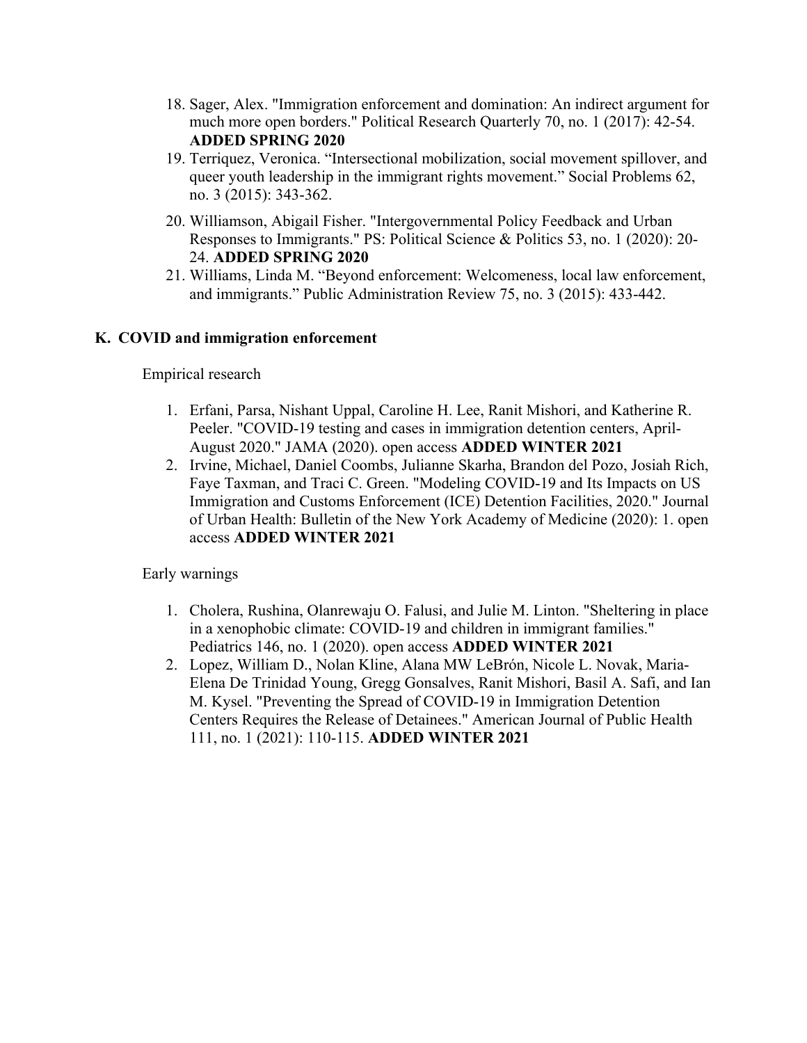18. Sager, Alex. "Immigration enforcement and domination: An indirect argument for much more open borders." Political Research Quarterly 70, no. 1 (2017): 42-54. **ADDED SPRING 2020**
19. Terriquez, Veronica. "Intersectional mobilization, social movement spillover, and queer youth leadership in the immigrant rights movement." Social Problems 62, no. 3 (2015): 343-362.
20. Williamson, Abigail Fisher. "Intergovernmental Policy Feedback and Urban Responses to Immigrants." PS: Political Science & Politics 53, no. 1 (2020): 20-24. **ADDED SPRING 2020**
21. Williams, Linda M. "Beyond enforcement: Welcomeness, local law enforcement, and immigrants." Public Administration Review 75, no. 3 (2015): 433-442.

### K. COVID and immigration enforcement

Empirical research

1. Erfani, Parsa, Nishant Uppal, Caroline H. Lee, Ranit Mishori, and Katherine R. Peeler. "COVID-19 testing and cases in immigration detention centers, April-August 2020." JAMA (2020). open access **ADDED WINTER 2021**
2. Irvine, Michael, Daniel Coombs, Julianne Skarha, Brandon del Pozo, Josiah Rich, Faye Taxman, and Traci C. Green. "Modeling COVID-19 and Its Impacts on US Immigration and Customs Enforcement (ICE) Detention Facilities, 2020." Journal of Urban Health: Bulletin of the New York Academy of Medicine (2020): 1. open access **ADDED WINTER 2021**

Early warnings

1. Cholera, Rushina, Olanrewaju O. Falusi, and Julie M. Linton. "Sheltering in place in a xenophobic climate: COVID-19 and children in immigrant families." Pediatrics 146, no. 1 (2020). open access **ADDED WINTER 2021**
2. Lopez, William D., Nolan Kline, Alana MW LeBrón, Nicole L. Novak, Maria-Elena De Trinidad Young, Gregg Gonsalves, Ranit Mishori, Basil A. Safi, and Ian M. Kysel. "Preventing the Spread of COVID-19 in Immigration Detention Centers Requires the Release of Detainees." American Journal of Public Health 111, no. 1 (2021): 110-115. **ADDED WINTER 2021**